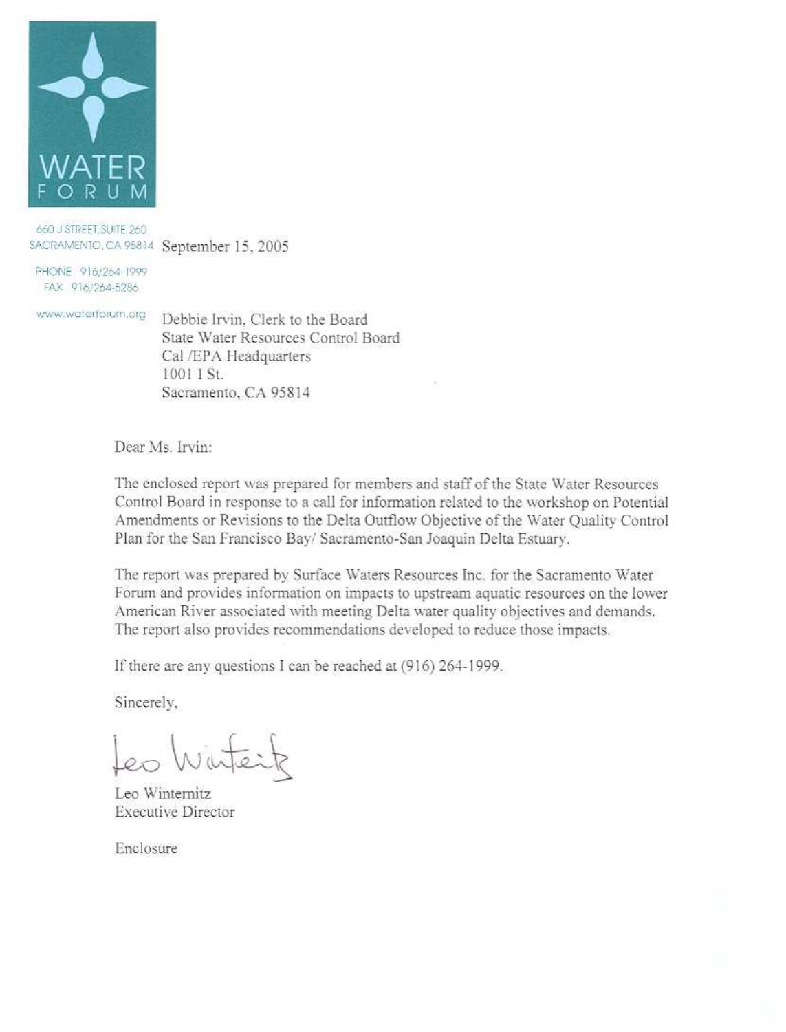WATER FORUM

660 J STREET, SUITE 260
SACRAMENTO, CA 95814

PHONE 916/264-1999
FAX 916/264-5286

www.waterforum.org

September 15, 2005

Debbie Irvin, Clerk to the Board
State Water Resources Control Board
Cal /EPA Headquarters
1001 I St.
Sacramento, CA 95814

Dear Ms. Irvin:

The enclosed report was prepared for members and staff of the State Water Resources Control Board in response to a call for information related to the workshop on Potential Amendments or Revisions to the Delta Outflow Objective of the Water Quality Control Plan for the San Francisco Bay/ Sacramento-San Joaquin Delta Estuary.

The report was prepared by Surface Waters Resources Inc. for the Sacramento Water Forum and provides information on impacts to upstream aquatic resources on the lower American River associated with meeting Delta water quality objectives and demands. The report also provides recommendations developed to reduce those impacts.

If there are any questions I can be reached at (916) 264-1999.

Sincerely,

Leo Winternitz
Executive Director

Enclosure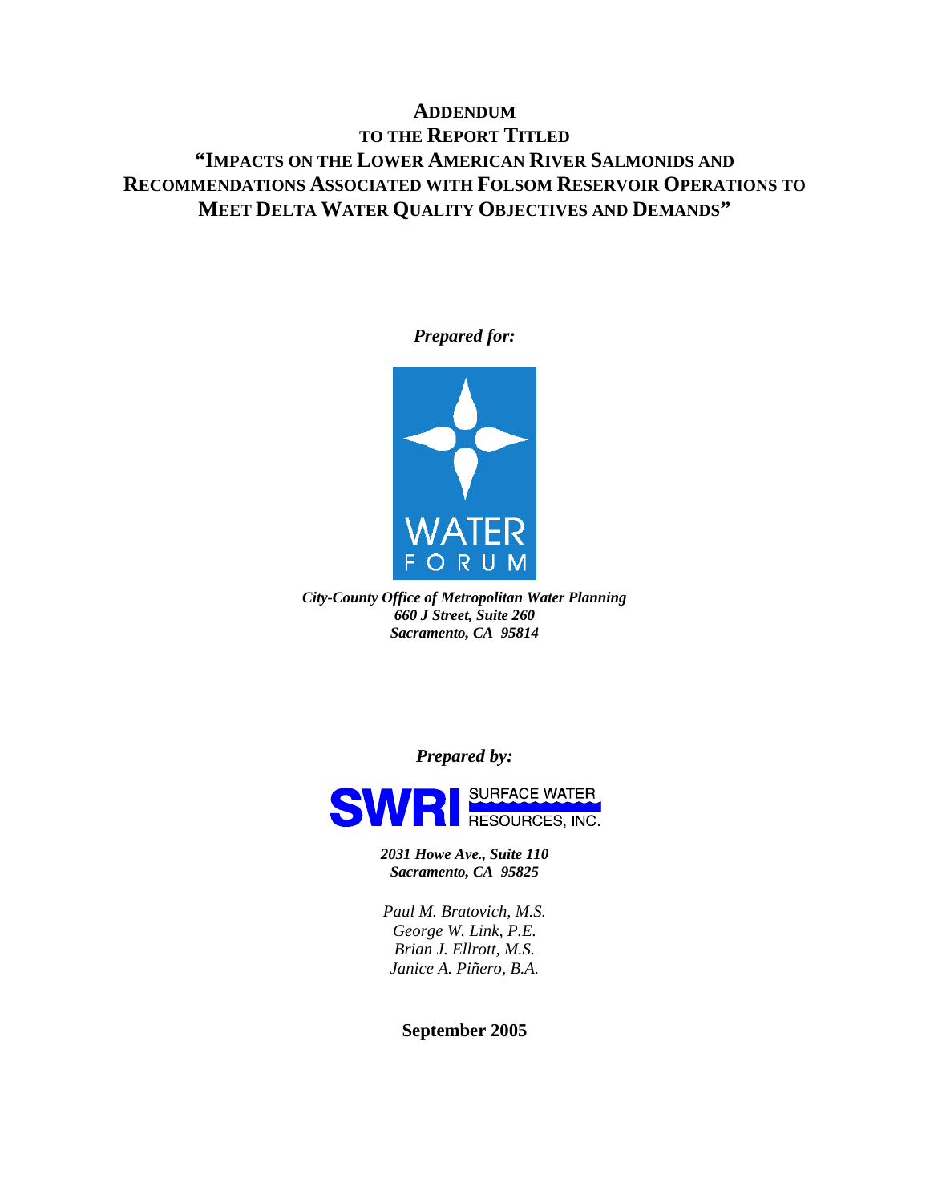# ADDENDUM TO THE REPORT TITLED "IMPACTS ON THE LOWER AMERICAN RIVER SALMONIDS AND RECOMMENDATIONS ASSOCIATED WITH FOLSOM RESERVOIR OPERATIONS TO MEET DELTA WATER QUALITY OBJECTIVES AND DEMANDS"

***Prepared for:***

WATER FORUM

***City-County Office of Metropolitan Water Planning***
***660 J Street, Suite 260***
***Sacramento, CA 95814***

***Prepared by:***

SWRI SURFACE WATER RESOURCES, INC.

***2031 Howe Ave., Suite 110***
***Sacramento, CA 95825***

*Paul M. Bratovich, M.S.*
*George W. Link, P.E.*
*Brian J. Ellrott, M.S.*
*Janice A. Piñero, B.A.*

**September 2005**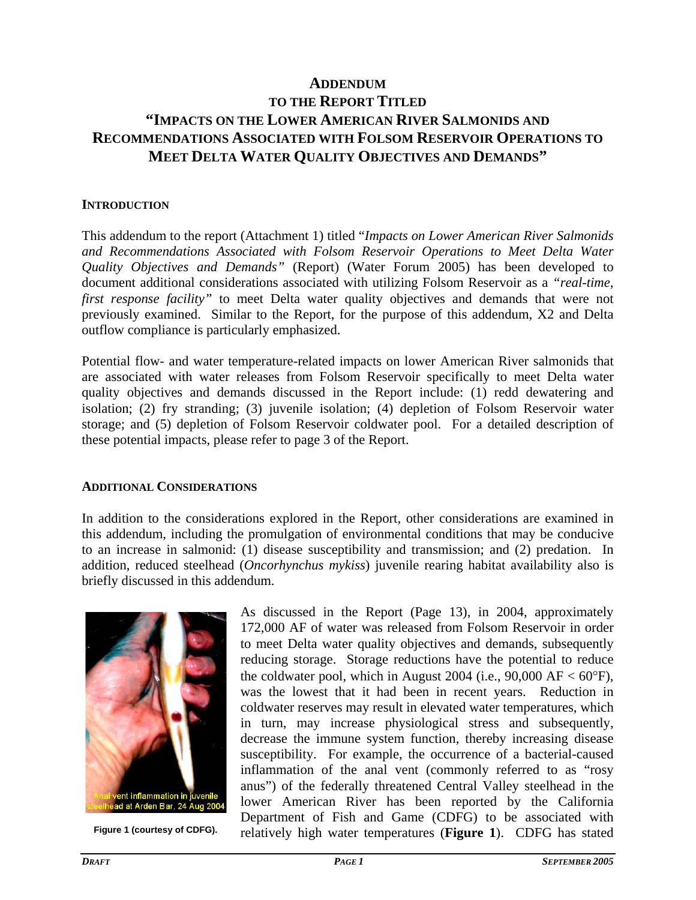# ADDENDUM TO THE REPORT TITLED "IMPACTS ON THE LOWER AMERICAN RIVER SALMONIDS AND RECOMMENDATIONS ASSOCIATED WITH FOLSOM RESERVOIR OPERATIONS TO MEET DELTA WATER QUALITY OBJECTIVES AND DEMANDS"

## INTRODUCTION

This addendum to the report (Attachment 1) titled "*Impacts on Lower American River Salmonids and Recommendations Associated with Folsom Reservoir Operations to Meet Delta Water Quality Objectives and Demands*" (Report) (Water Forum 2005) has been developed to document additional considerations associated with utilizing Folsom Reservoir as a *"real-time, first response facility"* to meet Delta water quality objectives and demands that were not previously examined. Similar to the Report, for the purpose of this addendum, X2 and Delta outflow compliance is particularly emphasized.

Potential flow- and water temperature-related impacts on lower American River salmonids that are associated with water releases from Folsom Reservoir specifically to meet Delta water quality objectives and demands discussed in the Report include: (1) redd dewatering and isolation; (2) fry stranding; (3) juvenile isolation; (4) depletion of Folsom Reservoir water storage; and (5) depletion of Folsom Reservoir coldwater pool. For a detailed description of these potential impacts, please refer to page 3 of the Report.

## ADDITIONAL CONSIDERATIONS

In addition to the considerations explored in the Report, other considerations are examined in this addendum, including the promulgation of environmental conditions that may be conducive to an increase in salmonid: (1) disease susceptibility and transmission; and (2) predation. In addition, reduced steelhead (*Oncorhynchus mykiss*) juvenile rearing habitat availability also is briefly discussed in this addendum.

Anal vent inflammation in juvenile steelhead at Arden Bar, 24 Aug 2004

**Figure 1 (courtesy of CDFG).**

As discussed in the Report (Page 13), in 2004, approximately 172,000 AF of water was released from Folsom Reservoir in order to meet Delta water quality objectives and demands, subsequently reducing storage. Storage reductions have the potential to reduce the coldwater pool, which in August 2004 (i.e., 90,000 AF < 60°F), was the lowest that it had been in recent years. Reduction in coldwater reserves may result in elevated water temperatures, which in turn, may increase physiological stress and subsequently, decrease the immune system function, thereby increasing disease susceptibility. For example, the occurrence of a bacterial-caused inflammation of the anal vent (commonly referred to as "rosy anus") of the federally threatened Central Valley steelhead in the lower American River has been reported by the California Department of Fish and Game (CDFG) to be associated with relatively high water temperatures (**Figure 1**). CDFG has stated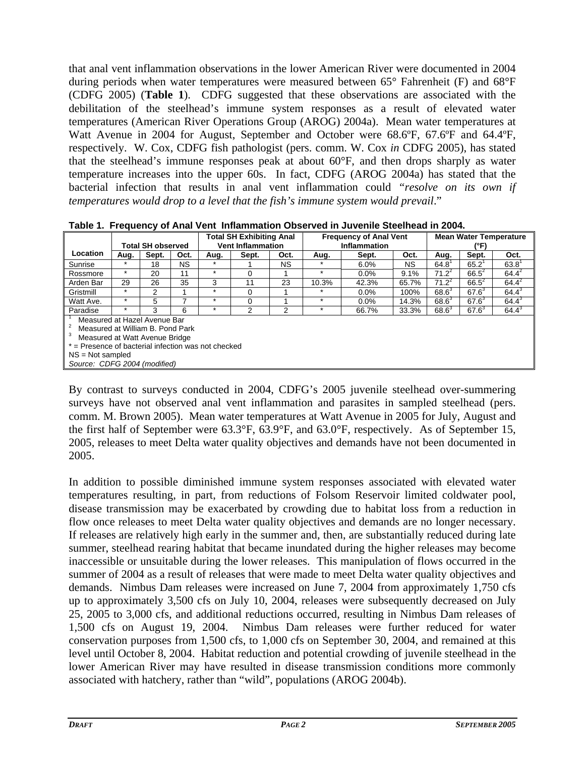that anal vent inflammation observations in the lower American River were documented in 2004 during periods when water temperatures were measured between 65° Fahrenheit (F) and 68°F (CDFG 2005) (**Table 1**). CDFG suggested that these observations are associated with the debilitation of the steelhead's immune system responses as a result of elevated water temperatures (American River Operations Group (AROG) 2004a). Mean water temperatures at Watt Avenue in 2004 for August, September and October were 68.6ºF, 67.6ºF and 64.4ºF, respectively. W. Cox, CDFG fish pathologist (pers. comm. W. Cox *in* CDFG 2005), has stated that the steelhead's immune responses peak at about 60°F, and then drops sharply as water temperature increases into the upper 60s. In fact, CDFG (AROG 2004a) has stated that the bacterial infection that results in anal vent inflammation could "*resolve on its own if temperatures would drop to a level that the fish's immune system would prevail*."

**Table 1. Frequency of Anal Vent Inflammation Observed in Juvenile Steelhead in 2004.**

| Location | Total SH observed | | | Total SH Exhibiting Anal Vent Inflammation | | | Frequency of Anal Vent Inflammation | | | Mean Water Temperature (°F) | | |
|---|---|---|---|---|---|---|---|---|---|---|---|---|
| | Aug. | Sept. | Oct. | Aug. | Sept. | Oct. | Aug. | Sept. | Oct. | Aug. | Sept. | Oct. |
| Sunrise | * | 18 | NS | * | 1 | NS | * | 6.0% | NS | 64.8[1] | 65.2[1] | 63.8[1] |
| Rossmore | * | 20 | 11 | * | 0 | 1 | * | 0.0% | 9.1% | 71.2[2] | 66.5[2] | 64.4[2] |
| Arden Bar | 29 | 26 | 35 | 3 | 11 | 23 | 10.3% | 42.3% | 65.7% | 71.2[2] | 66.5[2] | 64.4[2] |
| Gristmill | * | 2 | 1 | * | 0 | 1 | * | 0.0% | 100% | 68.6[3] | 67.6[3] | 64.4[3] |
| Watt Ave. | * | 5 | 7 | * | 0 | 1 | * | 0.0% | 14.3% | 68.6[3] | 67.6[3] | 64.4[3] |
| Paradise | * | 3 | 6 | * | 2 | 2 | * | 66.7% | 33.3% | 68.6[3] | 67.6[3] | 64.4[3] |

[1] Measured at Hazel Avenue Bar
[2] Measured at William B. Pond Park
[3] Measured at Watt Avenue Bridge
* = Presence of bacterial infection was not checked
NS = Not sampled
*Source: CDFG 2004 (modified)*

By contrast to surveys conducted in 2004, CDFG's 2005 juvenile steelhead over-summering surveys have not observed anal vent inflammation and parasites in sampled steelhead (pers. comm. M. Brown 2005). Mean water temperatures at Watt Avenue in 2005 for July, August and the first half of September were 63.3°F, 63.9°F, and 63.0°F, respectively. As of September 15, 2005, releases to meet Delta water quality objectives and demands have not been documented in 2005.

In addition to possible diminished immune system responses associated with elevated water temperatures resulting, in part, from reductions of Folsom Reservoir limited coldwater pool, disease transmission may be exacerbated by crowding due to habitat loss from a reduction in flow once releases to meet Delta water quality objectives and demands are no longer necessary. If releases are relatively high early in the summer and, then, are substantially reduced during late summer, steelhead rearing habitat that became inundated during the higher releases may become inaccessible or unsuitable during the lower releases. This manipulation of flows occurred in the summer of 2004 as a result of releases that were made to meet Delta water quality objectives and demands. Nimbus Dam releases were increased on June 7, 2004 from approximately 1,750 cfs up to approximately 3,500 cfs on July 10, 2004, releases were subsequently decreased on July 25, 2005 to 3,000 cfs, and additional reductions occurred, resulting in Nimbus Dam releases of 1,500 cfs on August 19, 2004. Nimbus Dam releases were further reduced for water conservation purposes from 1,500 cfs, to 1,000 cfs on September 30, 2004, and remained at this level until October 8, 2004. Habitat reduction and potential crowding of juvenile steelhead in the lower American River may have resulted in disease transmission conditions more commonly associated with hatchery, rather than "wild", populations (AROG 2004b).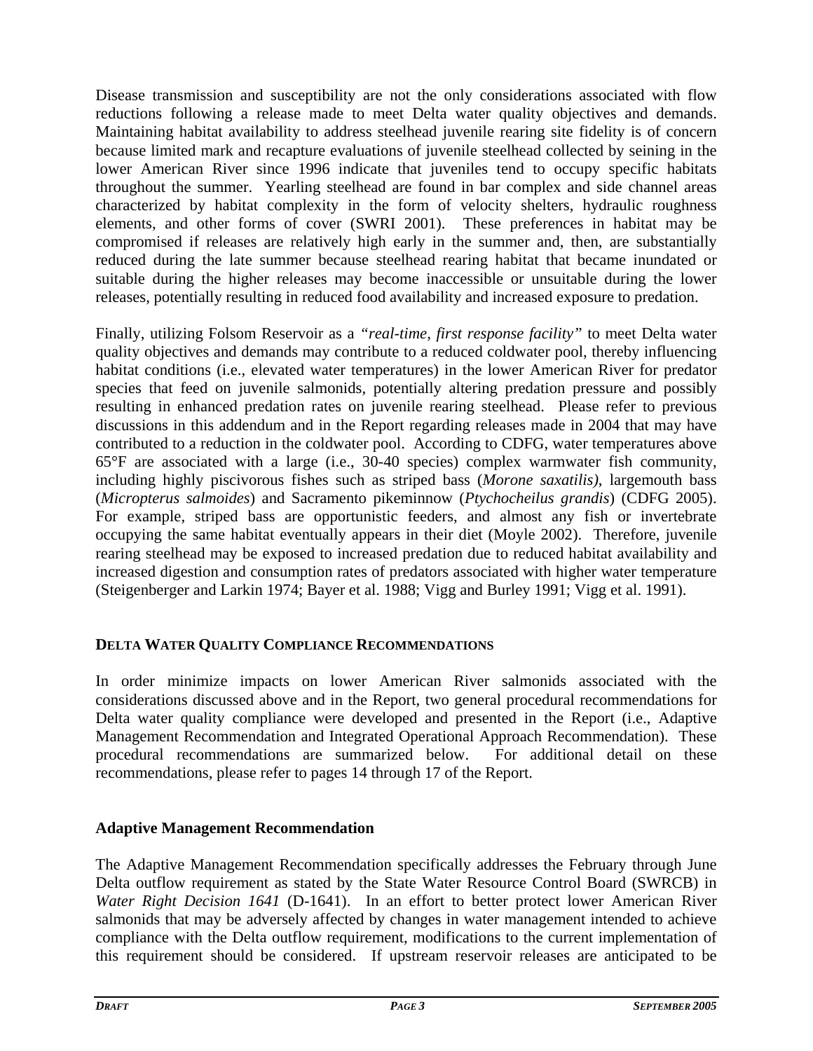Disease transmission and susceptibility are not the only considerations associated with flow reductions following a release made to meet Delta water quality objectives and demands. Maintaining habitat availability to address steelhead juvenile rearing site fidelity is of concern because limited mark and recapture evaluations of juvenile steelhead collected by seining in the lower American River since 1996 indicate that juveniles tend to occupy specific habitats throughout the summer. Yearling steelhead are found in bar complex and side channel areas characterized by habitat complexity in the form of velocity shelters, hydraulic roughness elements, and other forms of cover (SWRI 2001). These preferences in habitat may be compromised if releases are relatively high early in the summer and, then, are substantially reduced during the late summer because steelhead rearing habitat that became inundated or suitable during the higher releases may become inaccessible or unsuitable during the lower releases, potentially resulting in reduced food availability and increased exposure to predation.

Finally, utilizing Folsom Reservoir as a *"real-time, first response facility"* to meet Delta water quality objectives and demands may contribute to a reduced coldwater pool, thereby influencing habitat conditions (i.e., elevated water temperatures) in the lower American River for predator species that feed on juvenile salmonids, potentially altering predation pressure and possibly resulting in enhanced predation rates on juvenile rearing steelhead. Please refer to previous discussions in this addendum and in the Report regarding releases made in 2004 that may have contributed to a reduction in the coldwater pool. According to CDFG, water temperatures above 65°F are associated with a large (i.e., 30-40 species) complex warmwater fish community, including highly piscivorous fishes such as striped bass (*Morone saxatilis)*, largemouth bass (*Micropterus salmoides*) and Sacramento pikeminnow (*Ptychocheilus grandis*) (CDFG 2005). For example, striped bass are opportunistic feeders, and almost any fish or invertebrate occupying the same habitat eventually appears in their diet (Moyle 2002). Therefore, juvenile rearing steelhead may be exposed to increased predation due to reduced habitat availability and increased digestion and consumption rates of predators associated with higher water temperature (Steigenberger and Larkin 1974; Bayer et al. 1988; Vigg and Burley 1991; Vigg et al. 1991).

## DELTA WATER QUALITY COMPLIANCE RECOMMENDATIONS

In order minimize impacts on lower American River salmonids associated with the considerations discussed above and in the Report, two general procedural recommendations for Delta water quality compliance were developed and presented in the Report (i.e., Adaptive Management Recommendation and Integrated Operational Approach Recommendation). These procedural recommendations are summarized below. For additional detail on these recommendations, please refer to pages 14 through 17 of the Report.

### Adaptive Management Recommendation

The Adaptive Management Recommendation specifically addresses the February through June Delta outflow requirement as stated by the State Water Resource Control Board (SWRCB) in *Water Right Decision 1641* (D-1641). In an effort to better protect lower American River salmonids that may be adversely affected by changes in water management intended to achieve compliance with the Delta outflow requirement, modifications to the current implementation of this requirement should be considered. If upstream reservoir releases are anticipated to be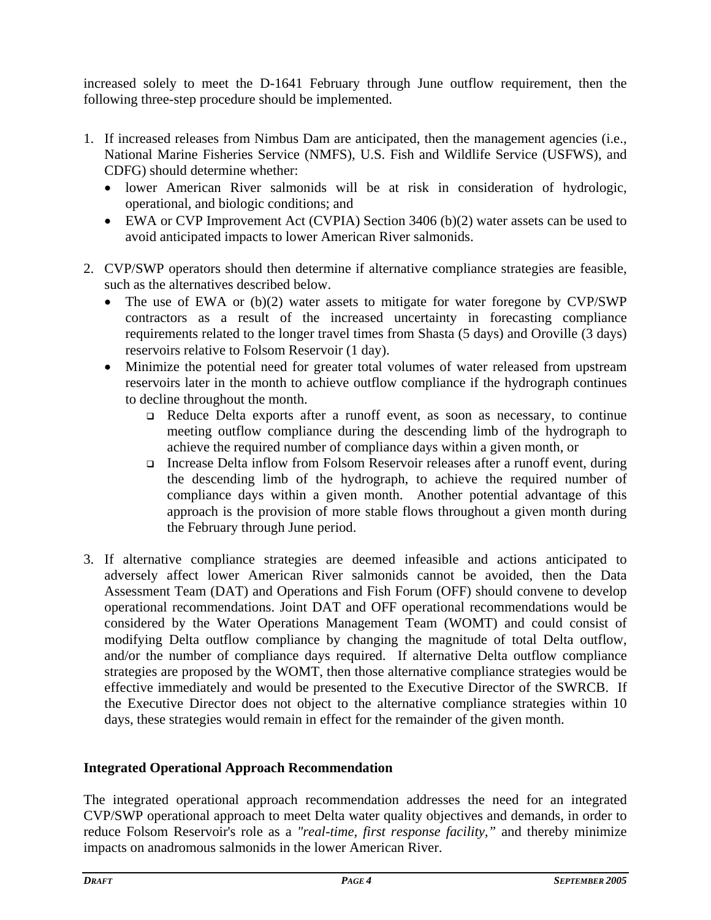increased solely to meet the D-1641 February through June outflow requirement, then the following three-step procedure should be implemented.

1. If increased releases from Nimbus Dam are anticipated, then the management agencies (i.e., National Marine Fisheries Service (NMFS), U.S. Fish and Wildlife Service (USFWS), and CDFG) should determine whether:
   - lower American River salmonids will be at risk in consideration of hydrologic, operational, and biologic conditions; and
   - EWA or CVP Improvement Act (CVPIA) Section 3406 (b)(2) water assets can be used to avoid anticipated impacts to lower American River salmonids.

2. CVP/SWP operators should then determine if alternative compliance strategies are feasible, such as the alternatives described below.
   - The use of EWA or (b)(2) water assets to mitigate for water foregone by CVP/SWP contractors as a result of the increased uncertainty in forecasting compliance requirements related to the longer travel times from Shasta (5 days) and Oroville (3 days) reservoirs relative to Folsom Reservoir (1 day).
   - Minimize the potential need for greater total volumes of water released from upstream reservoirs later in the month to achieve outflow compliance if the hydrograph continues to decline throughout the month.
     - Reduce Delta exports after a runoff event, as soon as necessary, to continue meeting outflow compliance during the descending limb of the hydrograph to achieve the required number of compliance days within a given month, or
     - Increase Delta inflow from Folsom Reservoir releases after a runoff event, during the descending limb of the hydrograph, to achieve the required number of compliance days within a given month. Another potential advantage of this approach is the provision of more stable flows throughout a given month during the February through June period.

3. If alternative compliance strategies are deemed infeasible and actions anticipated to adversely affect lower American River salmonids cannot be avoided, then the Data Assessment Team (DAT) and Operations and Fish Forum (OFF) should convene to develop operational recommendations. Joint DAT and OFF operational recommendations would be considered by the Water Operations Management Team (WOMT) and could consist of modifying Delta outflow compliance by changing the magnitude of total Delta outflow, and/or the number of compliance days required. If alternative Delta outflow compliance strategies are proposed by the WOMT, then those alternative compliance strategies would be effective immediately and would be presented to the Executive Director of the SWRCB. If the Executive Director does not object to the alternative compliance strategies within 10 days, these strategies would remain in effect for the remainder of the given month.

**Integrated Operational Approach Recommendation**

The integrated operational approach recommendation addresses the need for an integrated CVP/SWP operational approach to meet Delta water quality objectives and demands, in order to reduce Folsom Reservoir's role as a *"real-time, first response facility,"* and thereby minimize impacts on anadromous salmonids in the lower American River.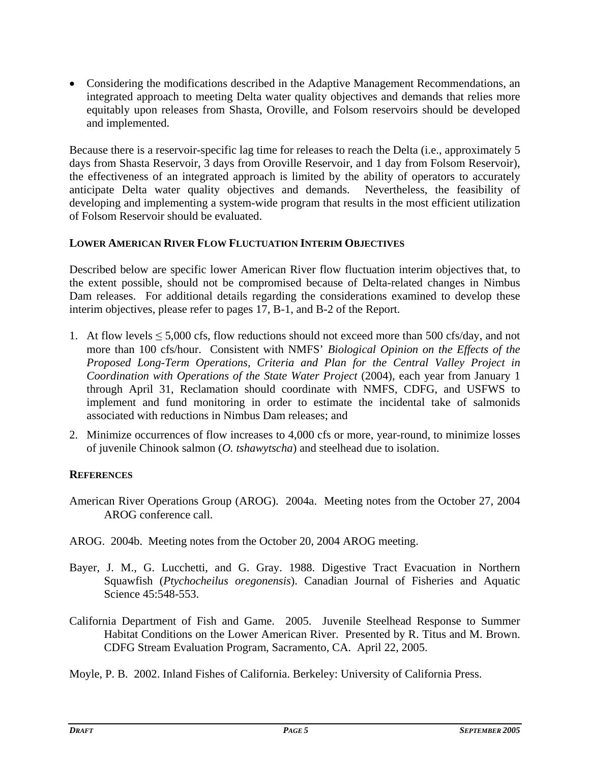- Considering the modifications described in the Adaptive Management Recommendations, an integrated approach to meeting Delta water quality objectives and demands that relies more equitably upon releases from Shasta, Oroville, and Folsom reservoirs should be developed and implemented.

Because there is a reservoir-specific lag time for releases to reach the Delta (i.e., approximately 5 days from Shasta Reservoir, 3 days from Oroville Reservoir, and 1 day from Folsom Reservoir), the effectiveness of an integrated approach is limited by the ability of operators to accurately anticipate Delta water quality objectives and demands. Nevertheless, the feasibility of developing and implementing a system-wide program that results in the most efficient utilization of Folsom Reservoir should be evaluated.

#### LOWER AMERICAN RIVER FLOW FLUCTUATION INTERIM OBJECTIVES

Described below are specific lower American River flow fluctuation interim objectives that, to the extent possible, should not be compromised because of Delta-related changes in Nimbus Dam releases. For additional details regarding the considerations examined to develop these interim objectives, please refer to pages 17, B-1, and B-2 of the Report.

1. At flow levels ≤ 5,000 cfs, flow reductions should not exceed more than 500 cfs/day, and not more than 100 cfs/hour. Consistent with NMFS' *Biological Opinion on the Effects of the Proposed Long-Term Operations, Criteria and Plan for the Central Valley Project in Coordination with Operations of the State Water Project* (2004), each year from January 1 through April 31, Reclamation should coordinate with NMFS, CDFG, and USFWS to implement and fund monitoring in order to estimate the incidental take of salmonids associated with reductions in Nimbus Dam releases; and
2. Minimize occurrences of flow increases to 4,000 cfs or more, year-round, to minimize losses of juvenile Chinook salmon (*O. tshawytscha*) and steelhead due to isolation.

#### REFERENCES

American River Operations Group (AROG). 2004a. Meeting notes from the October 27, 2004 AROG conference call.

AROG. 2004b. Meeting notes from the October 20, 2004 AROG meeting.

Bayer, J. M., G. Lucchetti, and G. Gray. 1988. Digestive Tract Evacuation in Northern Squawfish (*Ptychocheilus oregonensis*). Canadian Journal of Fisheries and Aquatic Science 45:548-553.

California Department of Fish and Game. 2005. Juvenile Steelhead Response to Summer Habitat Conditions on the Lower American River. Presented by R. Titus and M. Brown. CDFG Stream Evaluation Program, Sacramento, CA. April 22, 2005.

Moyle, P. B. 2002. Inland Fishes of California. Berkeley: University of California Press.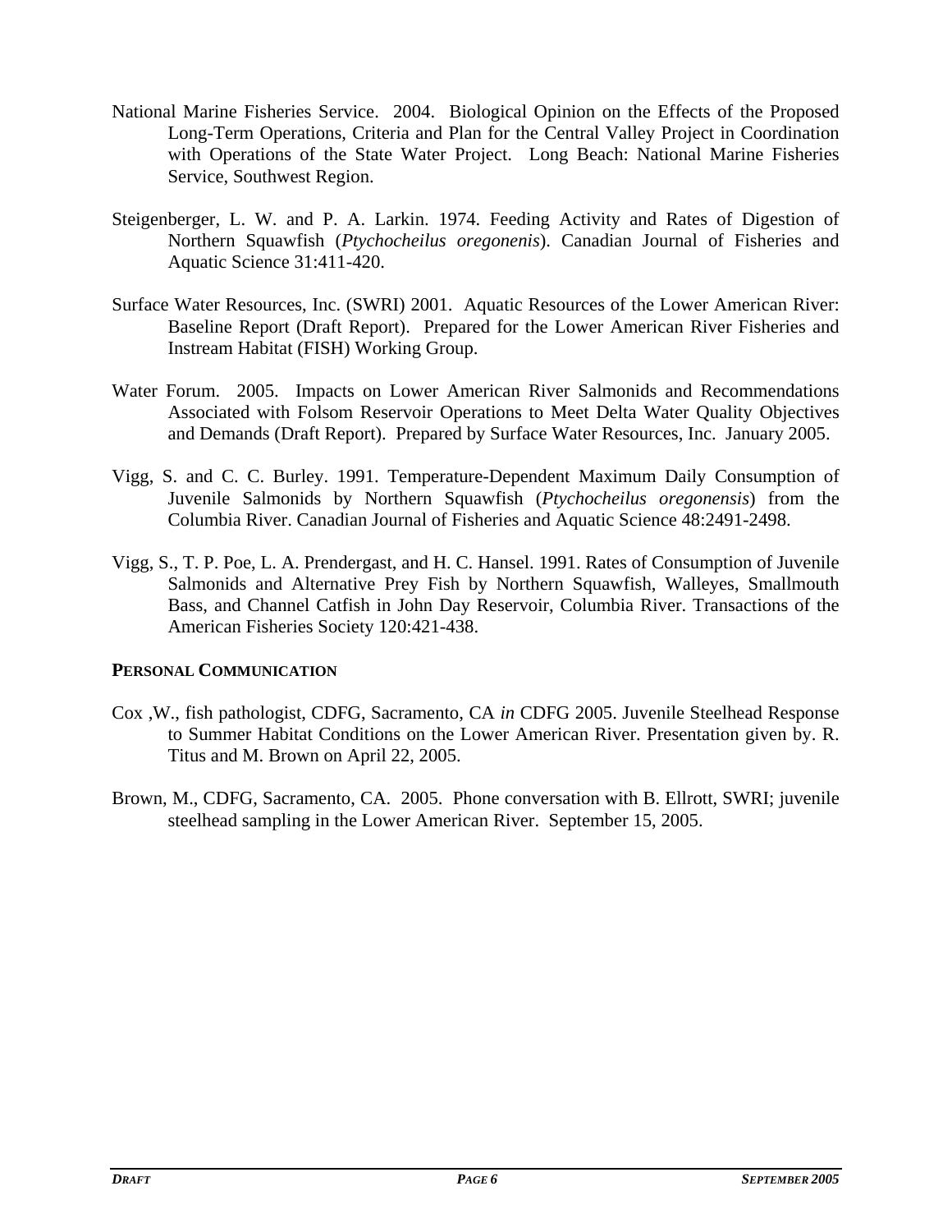National Marine Fisheries Service. 2004. Biological Opinion on the Effects of the Proposed Long-Term Operations, Criteria and Plan for the Central Valley Project in Coordination with Operations of the State Water Project. Long Beach: National Marine Fisheries Service, Southwest Region.

Steigenberger, L. W. and P. A. Larkin. 1974. Feeding Activity and Rates of Digestion of Northern Squawfish (*Ptychocheilus oregonenis*). Canadian Journal of Fisheries and Aquatic Science 31:411-420.

Surface Water Resources, Inc. (SWRI) 2001. Aquatic Resources of the Lower American River: Baseline Report (Draft Report). Prepared for the Lower American River Fisheries and Instream Habitat (FISH) Working Group.

Water Forum. 2005. Impacts on Lower American River Salmonids and Recommendations Associated with Folsom Reservoir Operations to Meet Delta Water Quality Objectives and Demands (Draft Report). Prepared by Surface Water Resources, Inc. January 2005.

Vigg, S. and C. C. Burley. 1991. Temperature-Dependent Maximum Daily Consumption of Juvenile Salmonids by Northern Squawfish (*Ptychocheilus oregonensis*) from the Columbia River. Canadian Journal of Fisheries and Aquatic Science 48:2491-2498.

Vigg, S., T. P. Poe, L. A. Prendergast, and H. C. Hansel. 1991. Rates of Consumption of Juvenile Salmonids and Alternative Prey Fish by Northern Squawfish, Walleyes, Smallmouth Bass, and Channel Catfish in John Day Reservoir, Columbia River. Transactions of the American Fisheries Society 120:421-438.

**PERSONAL COMMUNICATION**

Cox ,W., fish pathologist, CDFG, Sacramento, CA *in* CDFG 2005. Juvenile Steelhead Response to Summer Habitat Conditions on the Lower American River. Presentation given by. R. Titus and M. Brown on April 22, 2005.

Brown, M., CDFG, Sacramento, CA. 2005. Phone conversation with B. Ellrott, SWRI; juvenile steelhead sampling in the Lower American River. September 15, 2005.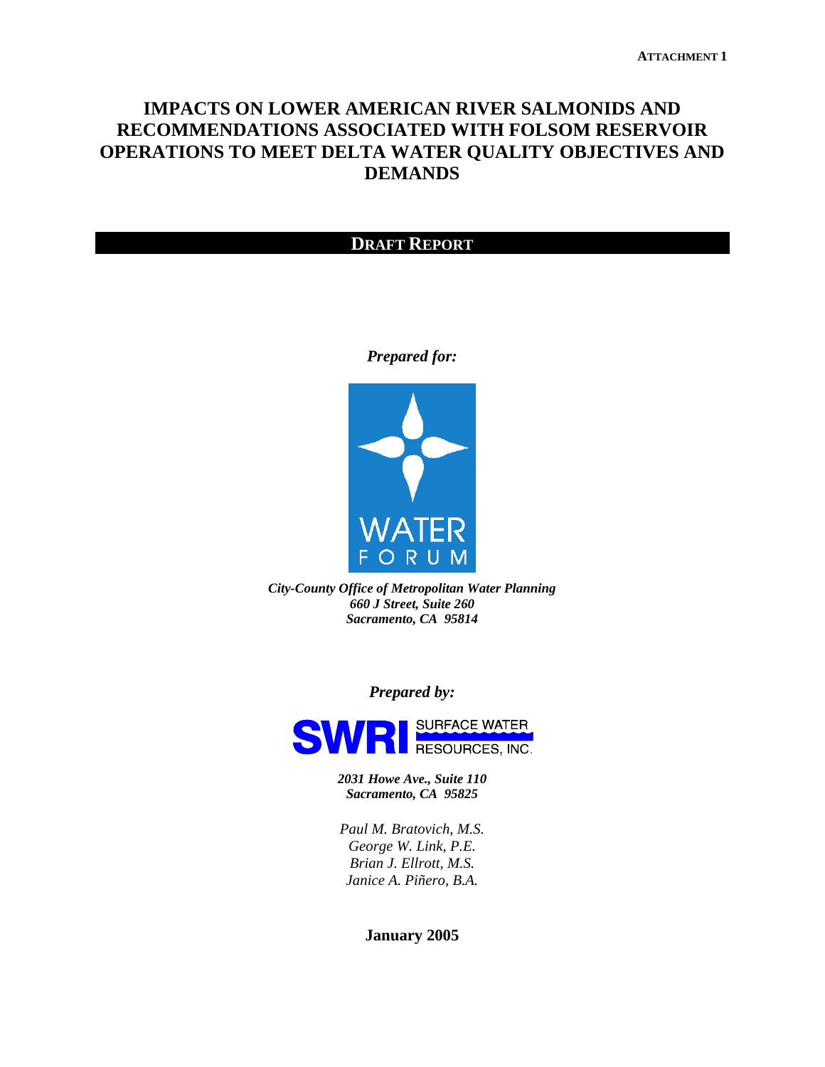**ATTACHMENT 1**

# IMPACTS ON LOWER AMERICAN RIVER SALMONIDS AND RECOMMENDATIONS ASSOCIATED WITH FOLSOM RESERVOIR OPERATIONS TO MEET DELTA WATER QUALITY OBJECTIVES AND DEMANDS

## DRAFT REPORT

***Prepared for:***

WATER FORUM

***City-County Office of Metropolitan Water Planning***
***660 J Street, Suite 260***
***Sacramento, CA 95814***

***Prepared by:***

SWRI SURFACE WATER RESOURCES, INC.

***2031 Howe Ave., Suite 110***
***Sacramento, CA 95825***

*Paul M. Bratovich, M.S.*
*George W. Link, P.E.*
*Brian J. Ellrott, M.S.*
*Janice A. Piñero, B.A.*

**January 2005**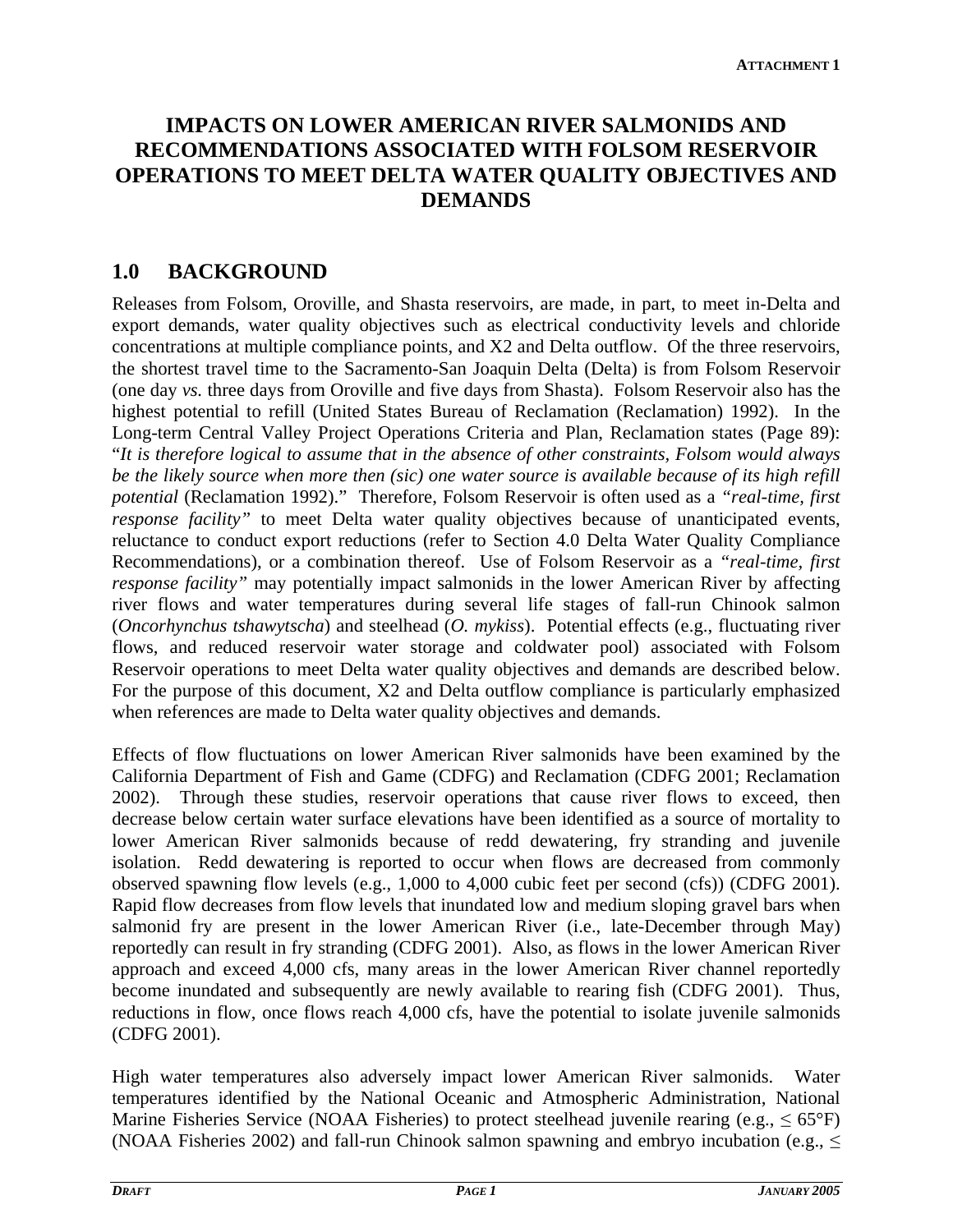ATTACHMENT 1

# IMPACTS ON LOWER AMERICAN RIVER SALMONIDS AND RECOMMENDATIONS ASSOCIATED WITH FOLSOM RESERVOIR OPERATIONS TO MEET DELTA WATER QUALITY OBJECTIVES AND DEMANDS

## 1.0 BACKGROUND

Releases from Folsom, Oroville, and Shasta reservoirs, are made, in part, to meet in-Delta and export demands, water quality objectives such as electrical conductivity levels and chloride concentrations at multiple compliance points, and X2 and Delta outflow. Of the three reservoirs, the shortest travel time to the Sacramento-San Joaquin Delta (Delta) is from Folsom Reservoir (one day *vs.* three days from Oroville and five days from Shasta). Folsom Reservoir also has the highest potential to refill (United States Bureau of Reclamation (Reclamation) 1992). In the Long-term Central Valley Project Operations Criteria and Plan, Reclamation states (Page 89): "*It is therefore logical to assume that in the absence of other constraints, Folsom would always be the likely source when more then (sic) one water source is available because of its high refill potential* (Reclamation 1992)." Therefore, Folsom Reservoir is often used as a *"real-time, first response facility"* to meet Delta water quality objectives because of unanticipated events, reluctance to conduct export reductions (refer to Section 4.0 Delta Water Quality Compliance Recommendations), or a combination thereof. Use of Folsom Reservoir as a *"real-time, first response facility"* may potentially impact salmonids in the lower American River by affecting river flows and water temperatures during several life stages of fall-run Chinook salmon (*Oncorhynchus tshawytscha*) and steelhead (*O. mykiss*). Potential effects (e.g., fluctuating river flows, and reduced reservoir water storage and coldwater pool) associated with Folsom Reservoir operations to meet Delta water quality objectives and demands are described below. For the purpose of this document, X2 and Delta outflow compliance is particularly emphasized when references are made to Delta water quality objectives and demands.

Effects of flow fluctuations on lower American River salmonids have been examined by the California Department of Fish and Game (CDFG) and Reclamation (CDFG 2001; Reclamation 2002). Through these studies, reservoir operations that cause river flows to exceed, then decrease below certain water surface elevations have been identified as a source of mortality to lower American River salmonids because of redd dewatering, fry stranding and juvenile isolation. Redd dewatering is reported to occur when flows are decreased from commonly observed spawning flow levels (e.g., 1,000 to 4,000 cubic feet per second (cfs)) (CDFG 2001). Rapid flow decreases from flow levels that inundated low and medium sloping gravel bars when salmonid fry are present in the lower American River (i.e., late-December through May) reportedly can result in fry stranding (CDFG 2001). Also, as flows in the lower American River approach and exceed 4,000 cfs, many areas in the lower American River channel reportedly become inundated and subsequently are newly available to rearing fish (CDFG 2001). Thus, reductions in flow, once flows reach 4,000 cfs, have the potential to isolate juvenile salmonids (CDFG 2001).

High water temperatures also adversely impact lower American River salmonids. Water temperatures identified by the National Oceanic and Atmospheric Administration, National Marine Fisheries Service (NOAA Fisheries) to protect steelhead juvenile rearing (e.g., ≤ 65°F) (NOAA Fisheries 2002) and fall-run Chinook salmon spawning and embryo incubation (e.g., ≤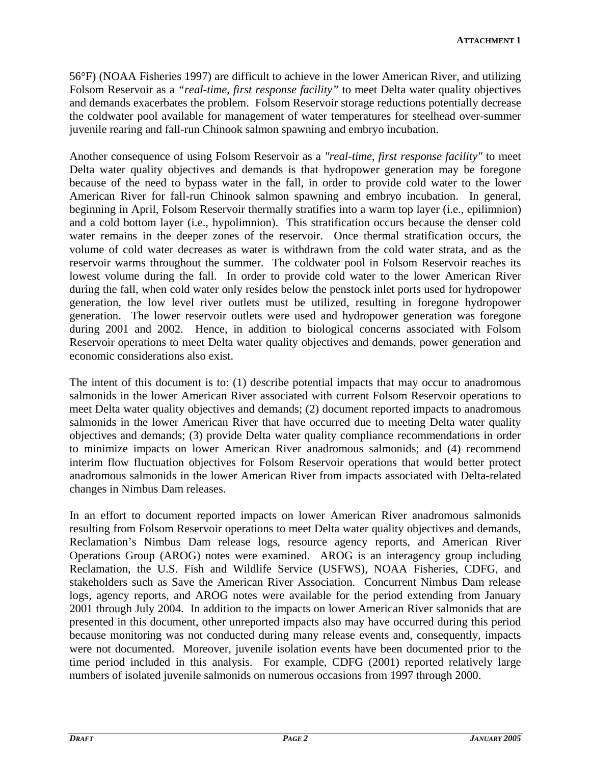56°F) (NOAA Fisheries 1997) are difficult to achieve in the lower American River, and utilizing Folsom Reservoir as a *"real-time, first response facility"* to meet Delta water quality objectives and demands exacerbates the problem. Folsom Reservoir storage reductions potentially decrease the coldwater pool available for management of water temperatures for steelhead over-summer juvenile rearing and fall-run Chinook salmon spawning and embryo incubation.

Another consequence of using Folsom Reservoir as a *"real-time, first response facility"* to meet Delta water quality objectives and demands is that hydropower generation may be foregone because of the need to bypass water in the fall, in order to provide cold water to the lower American River for fall-run Chinook salmon spawning and embryo incubation. In general, beginning in April, Folsom Reservoir thermally stratifies into a warm top layer (i.e., epilimnion) and a cold bottom layer (i.e., hypolimnion). This stratification occurs because the denser cold water remains in the deeper zones of the reservoir. Once thermal stratification occurs, the volume of cold water decreases as water is withdrawn from the cold water strata, and as the reservoir warms throughout the summer. The coldwater pool in Folsom Reservoir reaches its lowest volume during the fall. In order to provide cold water to the lower American River during the fall, when cold water only resides below the penstock inlet ports used for hydropower generation, the low level river outlets must be utilized, resulting in foregone hydropower generation. The lower reservoir outlets were used and hydropower generation was foregone during 2001 and 2002. Hence, in addition to biological concerns associated with Folsom Reservoir operations to meet Delta water quality objectives and demands, power generation and economic considerations also exist.

The intent of this document is to: (1) describe potential impacts that may occur to anadromous salmonids in the lower American River associated with current Folsom Reservoir operations to meet Delta water quality objectives and demands; (2) document reported impacts to anadromous salmonids in the lower American River that have occurred due to meeting Delta water quality objectives and demands; (3) provide Delta water quality compliance recommendations in order to minimize impacts on lower American River anadromous salmonids; and (4) recommend interim flow fluctuation objectives for Folsom Reservoir operations that would better protect anadromous salmonids in the lower American River from impacts associated with Delta-related changes in Nimbus Dam releases.

In an effort to document reported impacts on lower American River anadromous salmonids resulting from Folsom Reservoir operations to meet Delta water quality objectives and demands, Reclamation's Nimbus Dam release logs, resource agency reports, and American River Operations Group (AROG) notes were examined. AROG is an interagency group including Reclamation, the U.S. Fish and Wildlife Service (USFWS), NOAA Fisheries, CDFG, and stakeholders such as Save the American River Association. Concurrent Nimbus Dam release logs, agency reports, and AROG notes were available for the period extending from January 2001 through July 2004. In addition to the impacts on lower American River salmonids that are presented in this document, other unreported impacts also may have occurred during this period because monitoring was not conducted during many release events and, consequently, impacts were not documented. Moreover, juvenile isolation events have been documented prior to the time period included in this analysis. For example, CDFG (2001) reported relatively large numbers of isolated juvenile salmonids on numerous occasions from 1997 through 2000.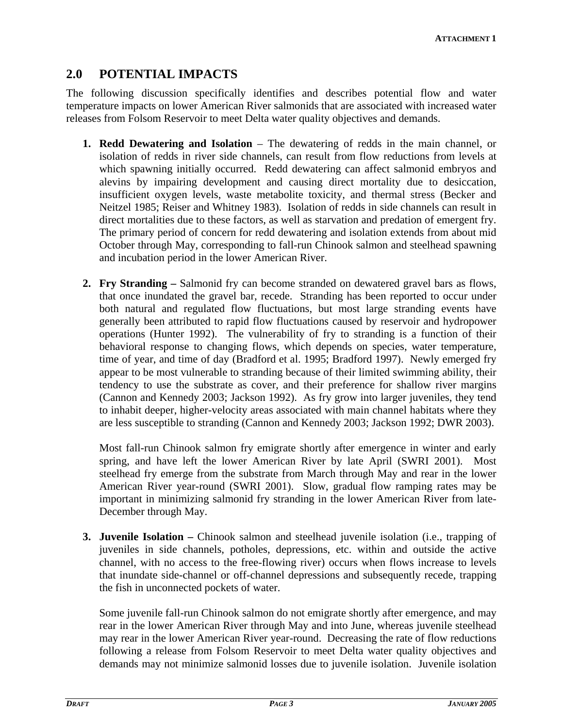## 2.0 POTENTIAL IMPACTS

The following discussion specifically identifies and describes potential flow and water temperature impacts on lower American River salmonids that are associated with increased water releases from Folsom Reservoir to meet Delta water quality objectives and demands.

1. **Redd Dewatering and Isolation** – The dewatering of redds in the main channel, or isolation of redds in river side channels, can result from flow reductions from levels at which spawning initially occurred. Redd dewatering can affect salmonid embryos and alevins by impairing development and causing direct mortality due to desiccation, insufficient oxygen levels, waste metabolite toxicity, and thermal stress (Becker and Neitzel 1985; Reiser and Whitney 1983). Isolation of redds in side channels can result in direct mortalities due to these factors, as well as starvation and predation of emergent fry. The primary period of concern for redd dewatering and isolation extends from about mid October through May, corresponding to fall-run Chinook salmon and steelhead spawning and incubation period in the lower American River.

2. **Fry Stranding –** Salmonid fry can become stranded on dewatered gravel bars as flows, that once inundated the gravel bar, recede. Stranding has been reported to occur under both natural and regulated flow fluctuations, but most large stranding events have generally been attributed to rapid flow fluctuations caused by reservoir and hydropower operations (Hunter 1992). The vulnerability of fry to stranding is a function of their behavioral response to changing flows, which depends on species, water temperature, time of year, and time of day (Bradford et al. 1995; Bradford 1997). Newly emerged fry appear to be most vulnerable to stranding because of their limited swimming ability, their tendency to use the substrate as cover, and their preference for shallow river margins (Cannon and Kennedy 2003; Jackson 1992). As fry grow into larger juveniles, they tend to inhabit deeper, higher-velocity areas associated with main channel habitats where they are less susceptible to stranding (Cannon and Kennedy 2003; Jackson 1992; DWR 2003).

   Most fall-run Chinook salmon fry emigrate shortly after emergence in winter and early spring, and have left the lower American River by late April (SWRI 2001). Most steelhead fry emerge from the substrate from March through May and rear in the lower American River year-round (SWRI 2001). Slow, gradual flow ramping rates may be important in minimizing salmonid fry stranding in the lower American River from late-December through May.

3. **Juvenile Isolation –** Chinook salmon and steelhead juvenile isolation (i.e., trapping of juveniles in side channels, potholes, depressions, etc. within and outside the active channel, with no access to the free-flowing river) occurs when flows increase to levels that inundate side-channel or off-channel depressions and subsequently recede, trapping the fish in unconnected pockets of water.

   Some juvenile fall-run Chinook salmon do not emigrate shortly after emergence, and may rear in the lower American River through May and into June, whereas juvenile steelhead may rear in the lower American River year-round. Decreasing the rate of flow reductions following a release from Folsom Reservoir to meet Delta water quality objectives and demands may not minimize salmonid losses due to juvenile isolation. Juvenile isolation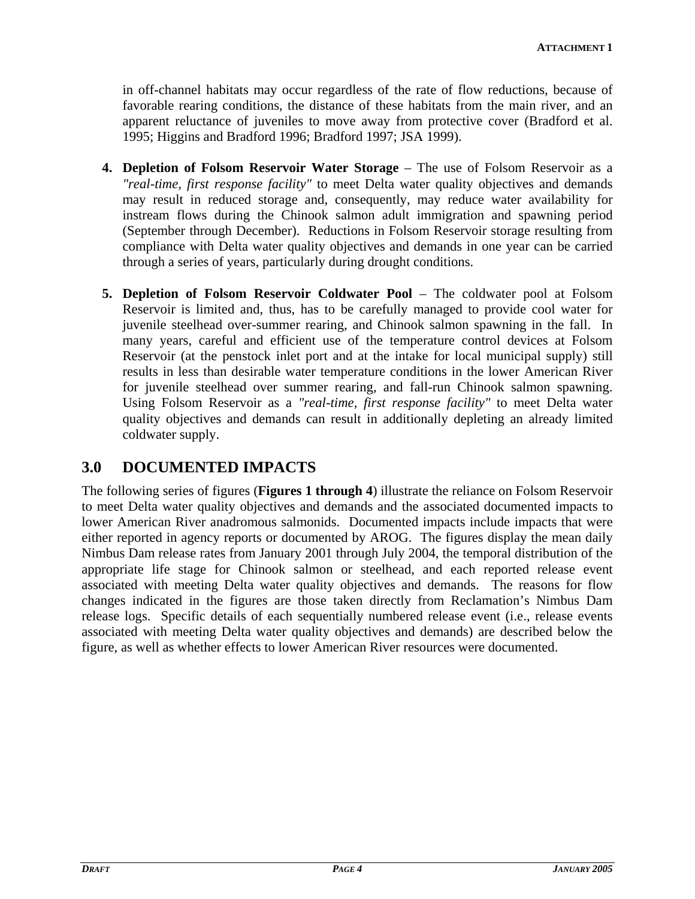in off-channel habitats may occur regardless of the rate of flow reductions, because of favorable rearing conditions, the distance of these habitats from the main river, and an apparent reluctance of juveniles to move away from protective cover (Bradford et al. 1995; Higgins and Bradford 1996; Bradford 1997; JSA 1999).

4. **Depletion of Folsom Reservoir Water Storage** – The use of Folsom Reservoir as a *"real-time, first response facility"* to meet Delta water quality objectives and demands may result in reduced storage and, consequently, may reduce water availability for instream flows during the Chinook salmon adult immigration and spawning period (September through December). Reductions in Folsom Reservoir storage resulting from compliance with Delta water quality objectives and demands in one year can be carried through a series of years, particularly during drought conditions.

5. **Depletion of Folsom Reservoir Coldwater Pool** – The coldwater pool at Folsom Reservoir is limited and, thus, has to be carefully managed to provide cool water for juvenile steelhead over-summer rearing, and Chinook salmon spawning in the fall. In many years, careful and efficient use of the temperature control devices at Folsom Reservoir (at the penstock inlet port and at the intake for local municipal supply) still results in less than desirable water temperature conditions in the lower American River for juvenile steelhead over summer rearing, and fall-run Chinook salmon spawning. Using Folsom Reservoir as a *"real-time, first response facility"* to meet Delta water quality objectives and demands can result in additionally depleting an already limited coldwater supply.

## 3.0 DOCUMENTED IMPACTS

The following series of figures (**Figures 1 through 4**) illustrate the reliance on Folsom Reservoir to meet Delta water quality objectives and demands and the associated documented impacts to lower American River anadromous salmonids. Documented impacts include impacts that were either reported in agency reports or documented by AROG. The figures display the mean daily Nimbus Dam release rates from January 2001 through July 2004, the temporal distribution of the appropriate life stage for Chinook salmon or steelhead, and each reported release event associated with meeting Delta water quality objectives and demands. The reasons for flow changes indicated in the figures are those taken directly from Reclamation's Nimbus Dam release logs. Specific details of each sequentially numbered release event (i.e., release events associated with meeting Delta water quality objectives and demands) are described below the figure, as well as whether effects to lower American River resources were documented.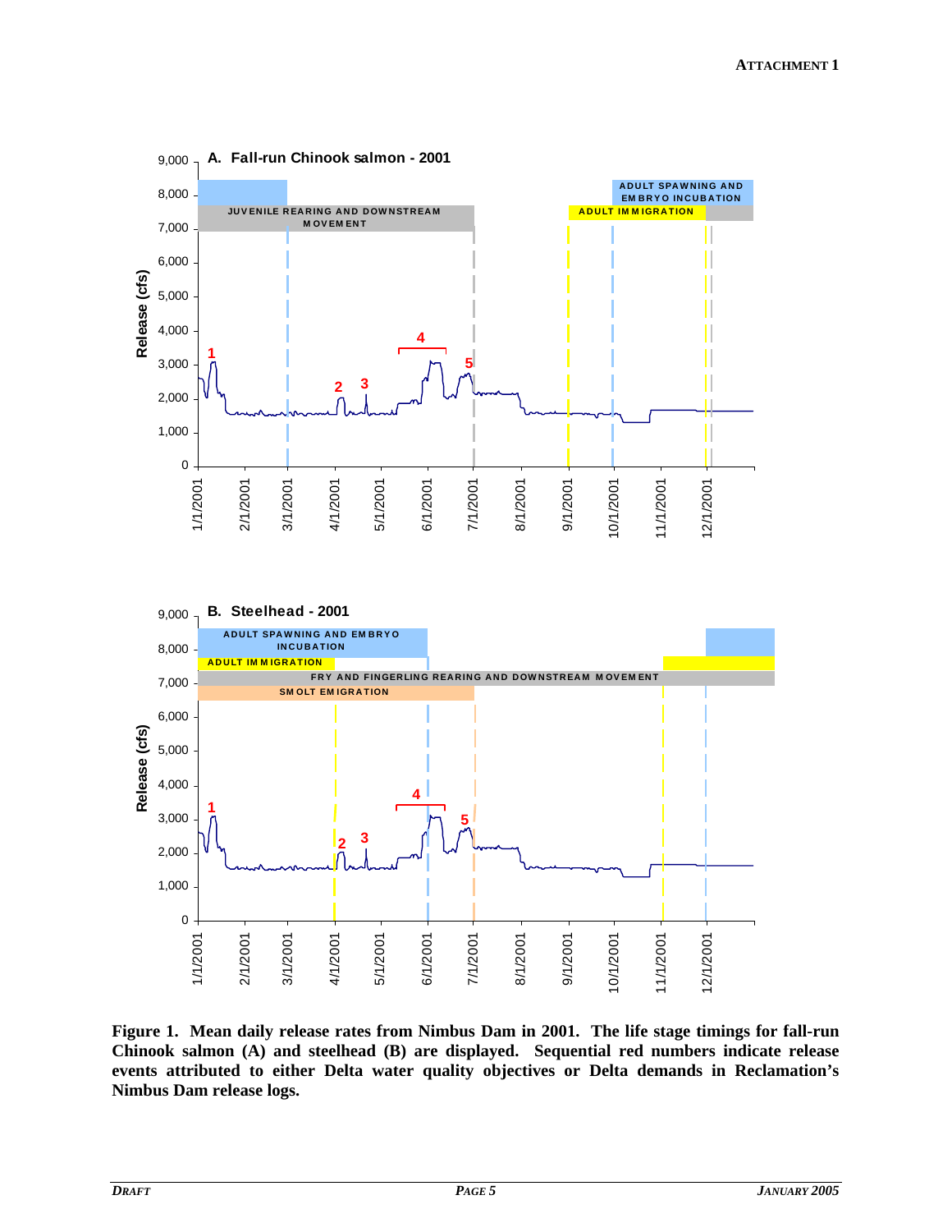**Figure 1. Mean daily release rates from Nimbus Dam in 2001. The life stage timings for fall-run Chinook salmon (A) and steelhead (B) are displayed. Sequential red numbers indicate release events attributed to either Delta water quality objectives or Delta demands in Reclamation's Nimbus Dam release logs.**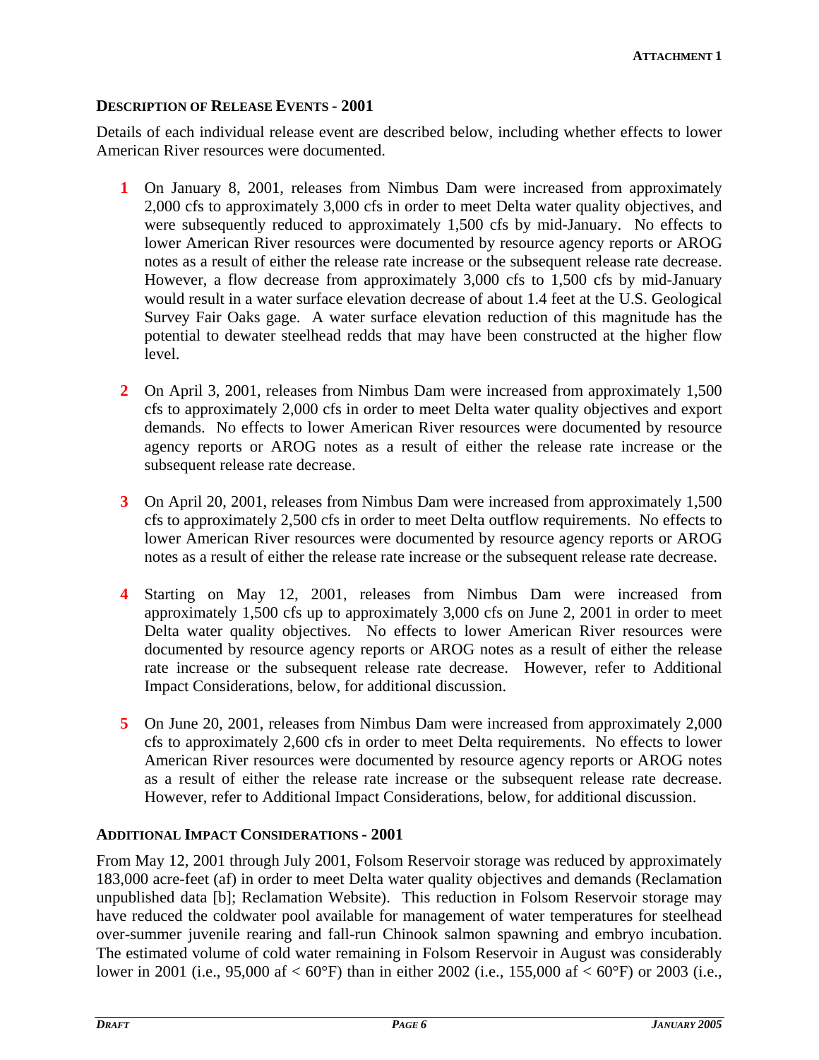## DESCRIPTION OF RELEASE EVENTS - 2001

Details of each individual release event are described below, including whether effects to lower American River resources were documented.

1. On January 8, 2001, releases from Nimbus Dam were increased from approximately 2,000 cfs to approximately 3,000 cfs in order to meet Delta water quality objectives, and were subsequently reduced to approximately 1,500 cfs by mid-January. No effects to lower American River resources were documented by resource agency reports or AROG notes as a result of either the release rate increase or the subsequent release rate decrease. However, a flow decrease from approximately 3,000 cfs to 1,500 cfs by mid-January would result in a water surface elevation decrease of about 1.4 feet at the U.S. Geological Survey Fair Oaks gage. A water surface elevation reduction of this magnitude has the potential to dewater steelhead redds that may have been constructed at the higher flow level.

2. On April 3, 2001, releases from Nimbus Dam were increased from approximately 1,500 cfs to approximately 2,000 cfs in order to meet Delta water quality objectives and export demands. No effects to lower American River resources were documented by resource agency reports or AROG notes as a result of either the release rate increase or the subsequent release rate decrease.

3. On April 20, 2001, releases from Nimbus Dam were increased from approximately 1,500 cfs to approximately 2,500 cfs in order to meet Delta outflow requirements. No effects to lower American River resources were documented by resource agency reports or AROG notes as a result of either the release rate increase or the subsequent release rate decrease.

4. Starting on May 12, 2001, releases from Nimbus Dam were increased from approximately 1,500 cfs up to approximately 3,000 cfs on June 2, 2001 in order to meet Delta water quality objectives. No effects to lower American River resources were documented by resource agency reports or AROG notes as a result of either the release rate increase or the subsequent release rate decrease. However, refer to Additional Impact Considerations, below, for additional discussion.

5. On June 20, 2001, releases from Nimbus Dam were increased from approximately 2,000 cfs to approximately 2,600 cfs in order to meet Delta requirements. No effects to lower American River resources were documented by resource agency reports or AROG notes as a result of either the release rate increase or the subsequent release rate decrease. However, refer to Additional Impact Considerations, below, for additional discussion.

## ADDITIONAL IMPACT CONSIDERATIONS - 2001

From May 12, 2001 through July 2001, Folsom Reservoir storage was reduced by approximately 183,000 acre-feet (af) in order to meet Delta water quality objectives and demands (Reclamation unpublished data [b]; Reclamation Website). This reduction in Folsom Reservoir storage may have reduced the coldwater pool available for management of water temperatures for steelhead over-summer juvenile rearing and fall-run Chinook salmon spawning and embryo incubation. The estimated volume of cold water remaining in Folsom Reservoir in August was considerably lower in 2001 (i.e., 95,000 af < 60°F) than in either 2002 (i.e., 155,000 af < 60°F) or 2003 (i.e.,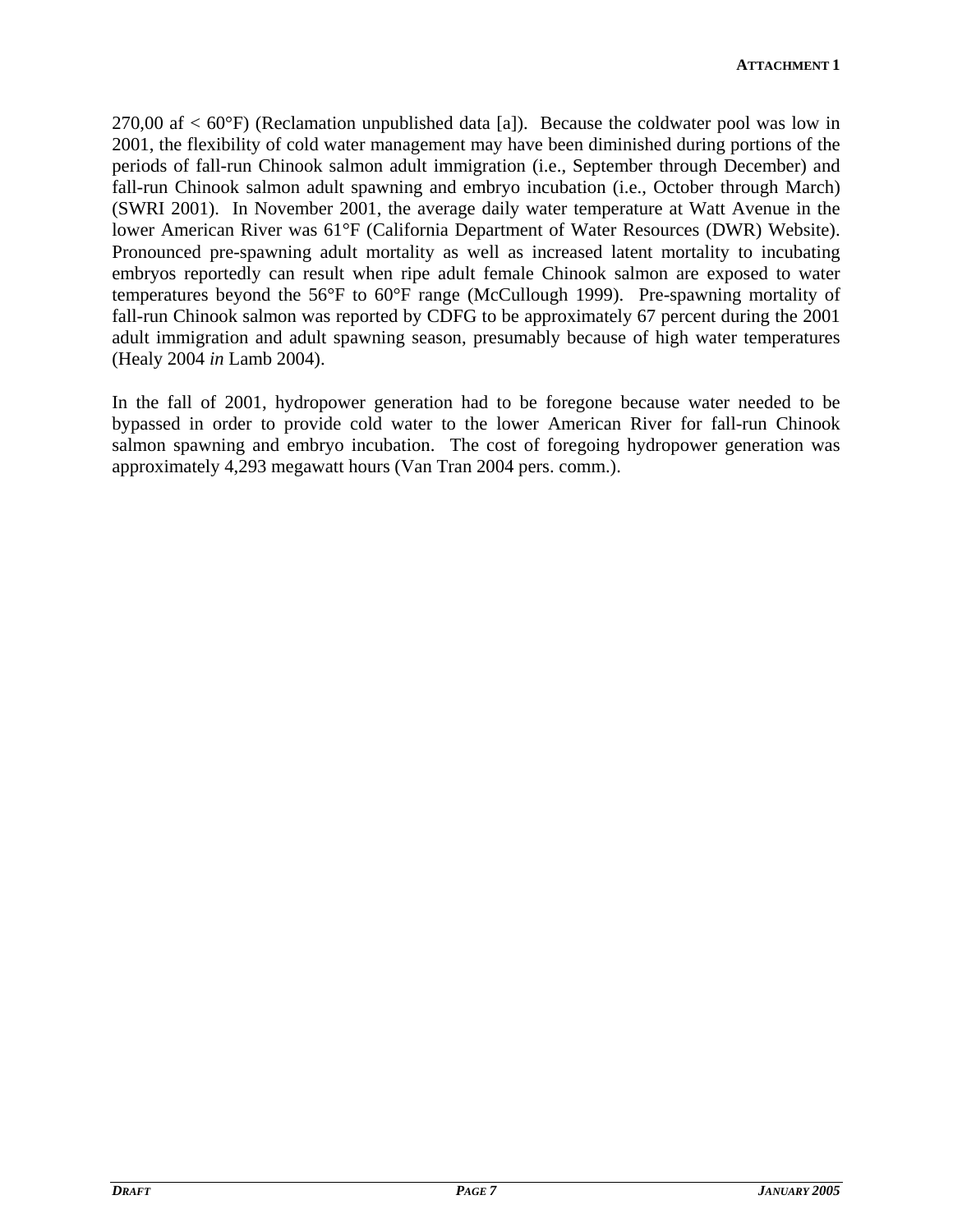270,00 af < 60°F) (Reclamation unpublished data [a]). Because the coldwater pool was low in 2001, the flexibility of cold water management may have been diminished during portions of the periods of fall-run Chinook salmon adult immigration (i.e., September through December) and fall-run Chinook salmon adult spawning and embryo incubation (i.e., October through March) (SWRI 2001). In November 2001, the average daily water temperature at Watt Avenue in the lower American River was 61°F (California Department of Water Resources (DWR) Website). Pronounced pre-spawning adult mortality as well as increased latent mortality to incubating embryos reportedly can result when ripe adult female Chinook salmon are exposed to water temperatures beyond the 56°F to 60°F range (McCullough 1999). Pre-spawning mortality of fall-run Chinook salmon was reported by CDFG to be approximately 67 percent during the 2001 adult immigration and adult spawning season, presumably because of high water temperatures (Healy 2004 *in* Lamb 2004).

In the fall of 2001, hydropower generation had to be foregone because water needed to be bypassed in order to provide cold water to the lower American River for fall-run Chinook salmon spawning and embryo incubation. The cost of foregoing hydropower generation was approximately 4,293 megawatt hours (Van Tran 2004 pers. comm.).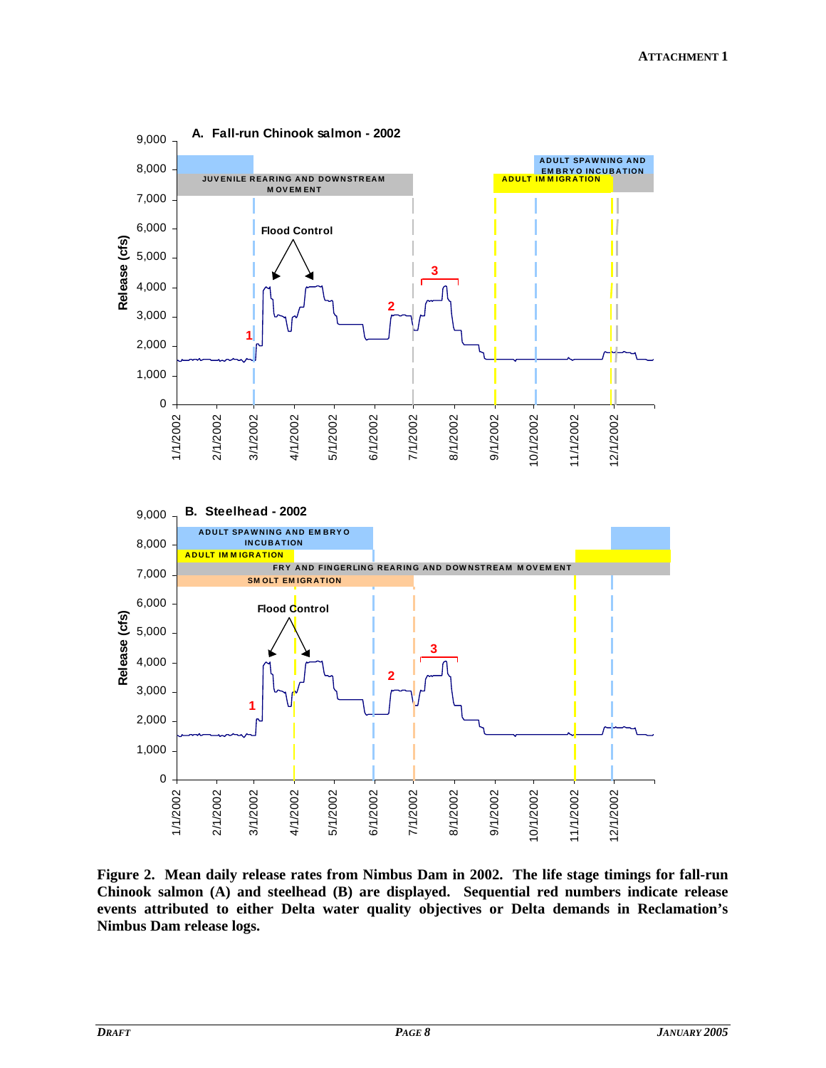A. Fall-run Chinook salmon - 2002

B. Steelhead - 2002

**Figure 2. Mean daily release rates from Nimbus Dam in 2002. The life stage timings for fall-run Chinook salmon (A) and steelhead (B) are displayed. Sequential red numbers indicate release events attributed to either Delta water quality objectives or Delta demands in Reclamation's Nimbus Dam release logs.**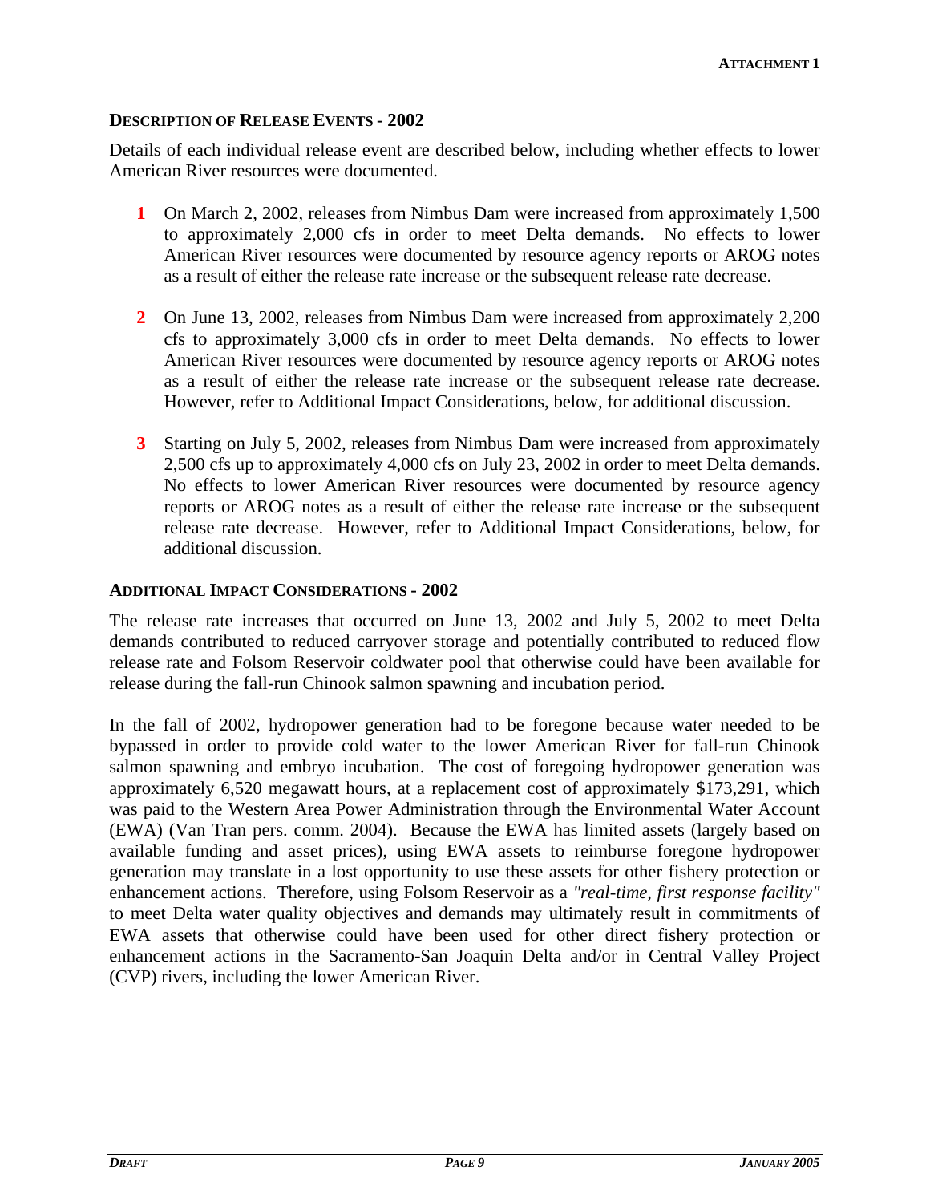## DESCRIPTION OF RELEASE EVENTS - 2002

Details of each individual release event are described below, including whether effects to lower American River resources were documented.

1. On March 2, 2002, releases from Nimbus Dam were increased from approximately 1,500 to approximately 2,000 cfs in order to meet Delta demands. No effects to lower American River resources were documented by resource agency reports or AROG notes as a result of either the release rate increase or the subsequent release rate decrease.

2. On June 13, 2002, releases from Nimbus Dam were increased from approximately 2,200 cfs to approximately 3,000 cfs in order to meet Delta demands. No effects to lower American River resources were documented by resource agency reports or AROG notes as a result of either the release rate increase or the subsequent release rate decrease. However, refer to Additional Impact Considerations, below, for additional discussion.

3. Starting on July 5, 2002, releases from Nimbus Dam were increased from approximately 2,500 cfs up to approximately 4,000 cfs on July 23, 2002 in order to meet Delta demands. No effects to lower American River resources were documented by resource agency reports or AROG notes as a result of either the release rate increase or the subsequent release rate decrease. However, refer to Additional Impact Considerations, below, for additional discussion.

## ADDITIONAL IMPACT CONSIDERATIONS - 2002

The release rate increases that occurred on June 13, 2002 and July 5, 2002 to meet Delta demands contributed to reduced carryover storage and potentially contributed to reduced flow release rate and Folsom Reservoir coldwater pool that otherwise could have been available for release during the fall-run Chinook salmon spawning and incubation period.

In the fall of 2002, hydropower generation had to be foregone because water needed to be bypassed in order to provide cold water to the lower American River for fall-run Chinook salmon spawning and embryo incubation. The cost of foregoing hydropower generation was approximately 6,520 megawatt hours, at a replacement cost of approximately $173,291, which was paid to the Western Area Power Administration through the Environmental Water Account (EWA) (Van Tran pers. comm. 2004). Because the EWA has limited assets (largely based on available funding and asset prices), using EWA assets to reimburse foregone hydropower generation may translate in a lost opportunity to use these assets for other fishery protection or enhancement actions. Therefore, using Folsom Reservoir as a *"real-time, first response facility"* to meet Delta water quality objectives and demands may ultimately result in commitments of EWA assets that otherwise could have been used for other direct fishery protection or enhancement actions in the Sacramento-San Joaquin Delta and/or in Central Valley Project (CVP) rivers, including the lower American River.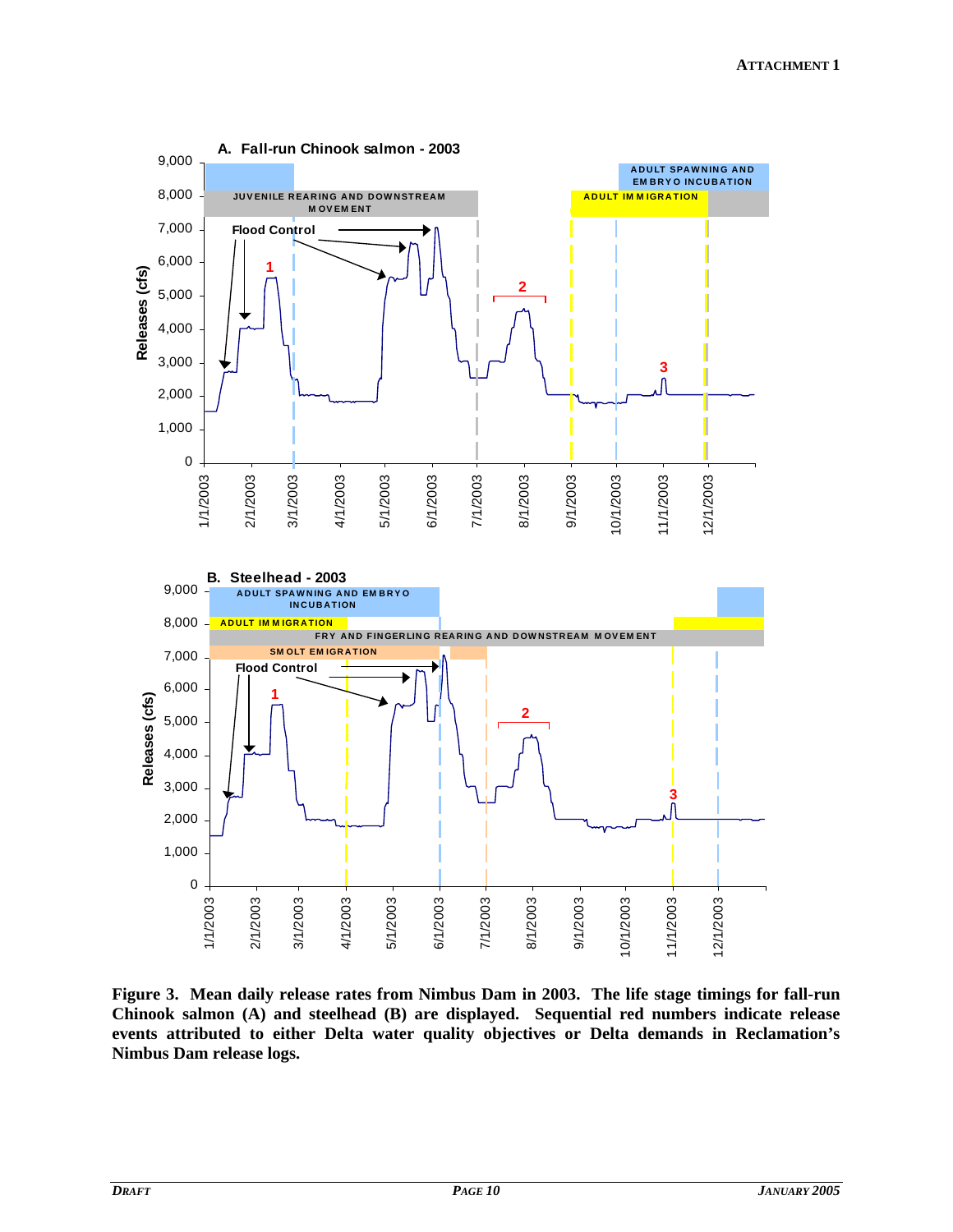**A. Fall-run Chinook salmon - 2003**

**B. Steelhead - 2003**

**Figure 3. Mean daily release rates from Nimbus Dam in 2003. The life stage timings for fall-run Chinook salmon (A) and steelhead (B) are displayed. Sequential red numbers indicate release events attributed to either Delta water quality objectives or Delta demands in Reclamation's Nimbus Dam release logs.**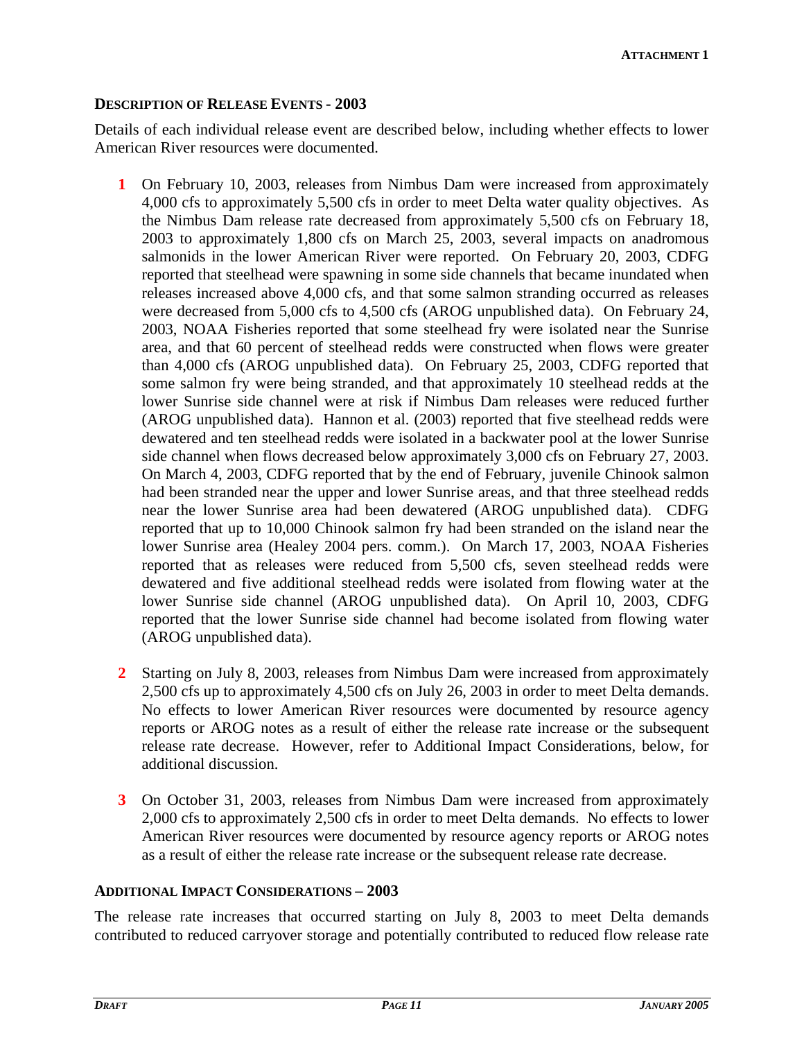## DESCRIPTION OF RELEASE EVENTS - 2003

Details of each individual release event are described below, including whether effects to lower American River resources were documented.

1. On February 10, 2003, releases from Nimbus Dam were increased from approximately 4,000 cfs to approximately 5,500 cfs in order to meet Delta water quality objectives. As the Nimbus Dam release rate decreased from approximately 5,500 cfs on February 18, 2003 to approximately 1,800 cfs on March 25, 2003, several impacts on anadromous salmonids in the lower American River were reported. On February 20, 2003, CDFG reported that steelhead were spawning in some side channels that became inundated when releases increased above 4,000 cfs, and that some salmon stranding occurred as releases were decreased from 5,000 cfs to 4,500 cfs (AROG unpublished data). On February 24, 2003, NOAA Fisheries reported that some steelhead fry were isolated near the Sunrise area, and that 60 percent of steelhead redds were constructed when flows were greater than 4,000 cfs (AROG unpublished data). On February 25, 2003, CDFG reported that some salmon fry were being stranded, and that approximately 10 steelhead redds at the lower Sunrise side channel were at risk if Nimbus Dam releases were reduced further (AROG unpublished data). Hannon et al. (2003) reported that five steelhead redds were dewatered and ten steelhead redds were isolated in a backwater pool at the lower Sunrise side channel when flows decreased below approximately 3,000 cfs on February 27, 2003. On March 4, 2003, CDFG reported that by the end of February, juvenile Chinook salmon had been stranded near the upper and lower Sunrise areas, and that three steelhead redds near the lower Sunrise area had been dewatered (AROG unpublished data). CDFG reported that up to 10,000 Chinook salmon fry had been stranded on the island near the lower Sunrise area (Healey 2004 pers. comm.). On March 17, 2003, NOAA Fisheries reported that as releases were reduced from 5,500 cfs, seven steelhead redds were dewatered and five additional steelhead redds were isolated from flowing water at the lower Sunrise side channel (AROG unpublished data). On April 10, 2003, CDFG reported that the lower Sunrise side channel had become isolated from flowing water (AROG unpublished data).

2. Starting on July 8, 2003, releases from Nimbus Dam were increased from approximately 2,500 cfs up to approximately 4,500 cfs on July 26, 2003 in order to meet Delta demands. No effects to lower American River resources were documented by resource agency reports or AROG notes as a result of either the release rate increase or the subsequent release rate decrease. However, refer to Additional Impact Considerations, below, for additional discussion.

3. On October 31, 2003, releases from Nimbus Dam were increased from approximately 2,000 cfs to approximately 2,500 cfs in order to meet Delta demands. No effects to lower American River resources were documented by resource agency reports or AROG notes as a result of either the release rate increase or the subsequent release rate decrease.

## ADDITIONAL IMPACT CONSIDERATIONS – 2003

The release rate increases that occurred starting on July 8, 2003 to meet Delta demands contributed to reduced carryover storage and potentially contributed to reduced flow release rate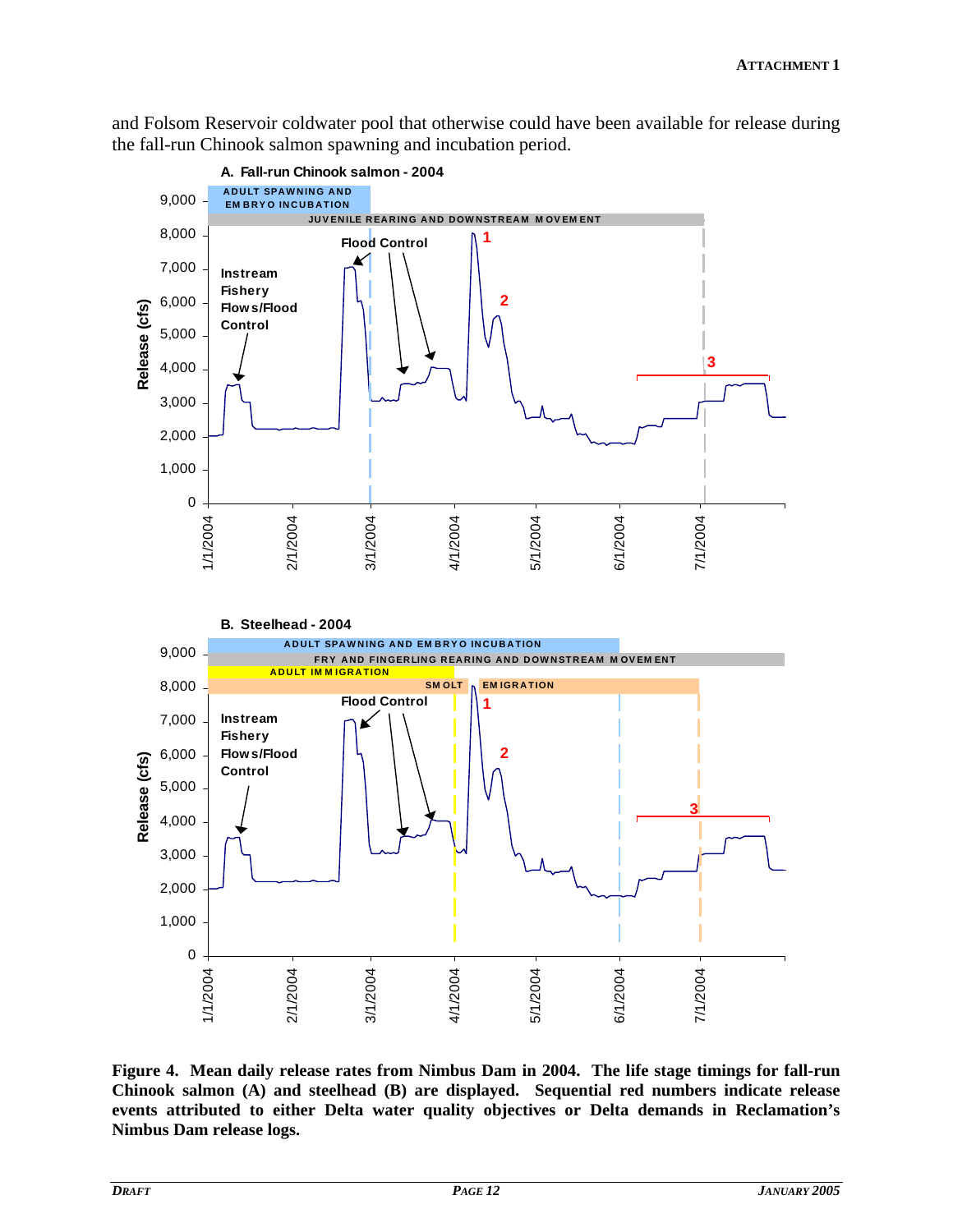and Folsom Reservoir coldwater pool that otherwise could have been available for release during the fall-run Chinook salmon spawning and incubation period.

**A. Fall-run Chinook salmon - 2004**

**B. Steelhead - 2004**

**Figure 4. Mean daily release rates from Nimbus Dam in 2004. The life stage timings for fall-run Chinook salmon (A) and steelhead (B) are displayed. Sequential red numbers indicate release events attributed to either Delta water quality objectives or Delta demands in Reclamation's Nimbus Dam release logs.**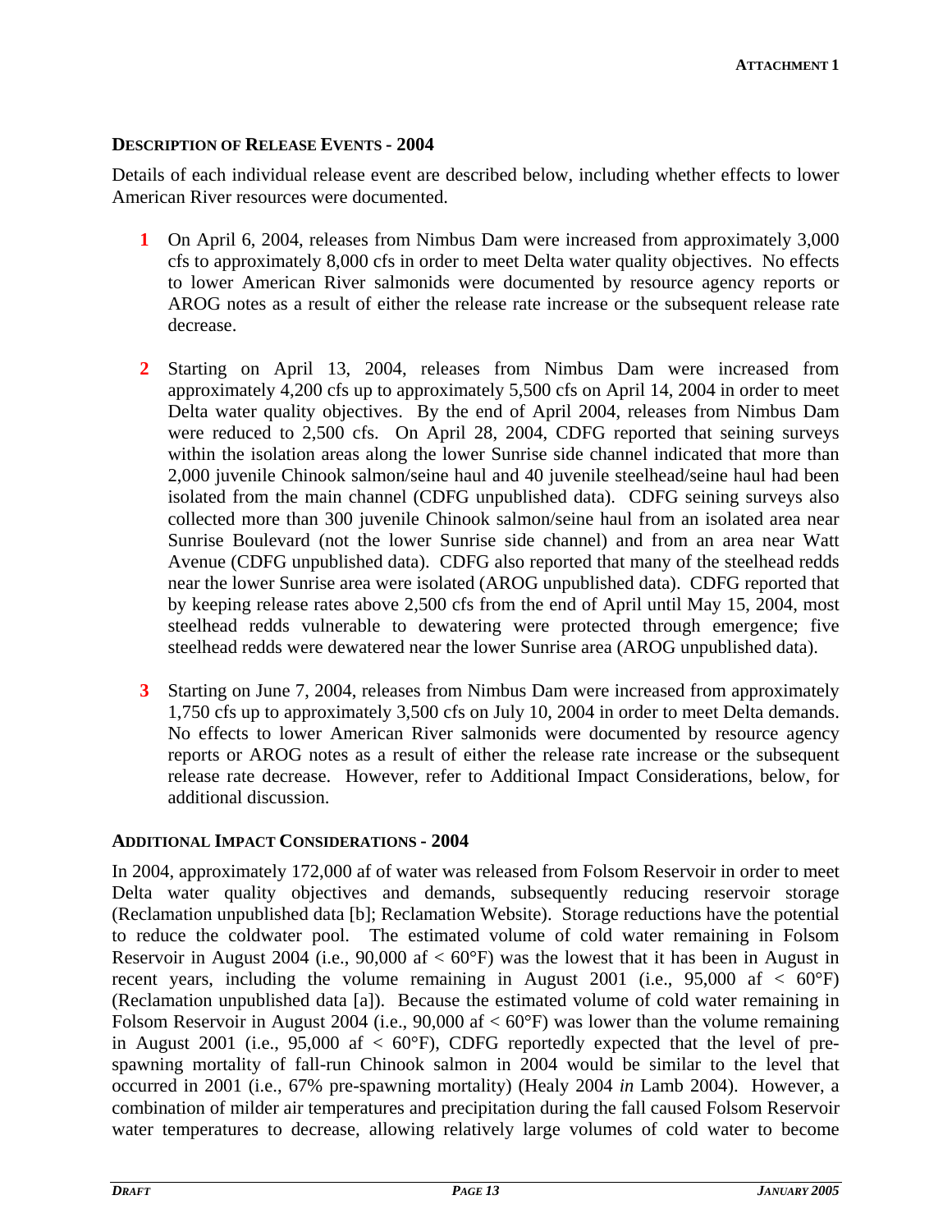### DESCRIPTION OF RELEASE EVENTS - 2004

Details of each individual release event are described below, including whether effects to lower American River resources were documented.

1. On April 6, 2004, releases from Nimbus Dam were increased from approximately 3,000 cfs to approximately 8,000 cfs in order to meet Delta water quality objectives. No effects to lower American River salmonids were documented by resource agency reports or AROG notes as a result of either the release rate increase or the subsequent release rate decrease.

2. Starting on April 13, 2004, releases from Nimbus Dam were increased from approximately 4,200 cfs up to approximately 5,500 cfs on April 14, 2004 in order to meet Delta water quality objectives. By the end of April 2004, releases from Nimbus Dam were reduced to 2,500 cfs. On April 28, 2004, CDFG reported that seining surveys within the isolation areas along the lower Sunrise side channel indicated that more than 2,000 juvenile Chinook salmon/seine haul and 40 juvenile steelhead/seine haul had been isolated from the main channel (CDFG unpublished data). CDFG seining surveys also collected more than 300 juvenile Chinook salmon/seine haul from an isolated area near Sunrise Boulevard (not the lower Sunrise side channel) and from an area near Watt Avenue (CDFG unpublished data). CDFG also reported that many of the steelhead redds near the lower Sunrise area were isolated (AROG unpublished data). CDFG reported that by keeping release rates above 2,500 cfs from the end of April until May 15, 2004, most steelhead redds vulnerable to dewatering were protected through emergence; five steelhead redds were dewatered near the lower Sunrise area (AROG unpublished data).

3. Starting on June 7, 2004, releases from Nimbus Dam were increased from approximately 1,750 cfs up to approximately 3,500 cfs on July 10, 2004 in order to meet Delta demands. No effects to lower American River salmonids were documented by resource agency reports or AROG notes as a result of either the release rate increase or the subsequent release rate decrease. However, refer to Additional Impact Considerations, below, for additional discussion.

### ADDITIONAL IMPACT CONSIDERATIONS - 2004

In 2004, approximately 172,000 af of water was released from Folsom Reservoir in order to meet Delta water quality objectives and demands, subsequently reducing reservoir storage (Reclamation unpublished data [b]; Reclamation Website). Storage reductions have the potential to reduce the coldwater pool. The estimated volume of cold water remaining in Folsom Reservoir in August 2004 (i.e., 90,000 af < 60°F) was the lowest that it has been in August in recent years, including the volume remaining in August 2001 (i.e., 95,000 af < 60°F) (Reclamation unpublished data [a]). Because the estimated volume of cold water remaining in Folsom Reservoir in August 2004 (i.e., 90,000 af < 60°F) was lower than the volume remaining in August 2001 (i.e., 95,000 af < 60°F), CDFG reportedly expected that the level of pre-spawning mortality of fall-run Chinook salmon in 2004 would be similar to the level that occurred in 2001 (i.e., 67% pre-spawning mortality) (Healy 2004 *in* Lamb 2004). However, a combination of milder air temperatures and precipitation during the fall caused Folsom Reservoir water temperatures to decrease, allowing relatively large volumes of cold water to become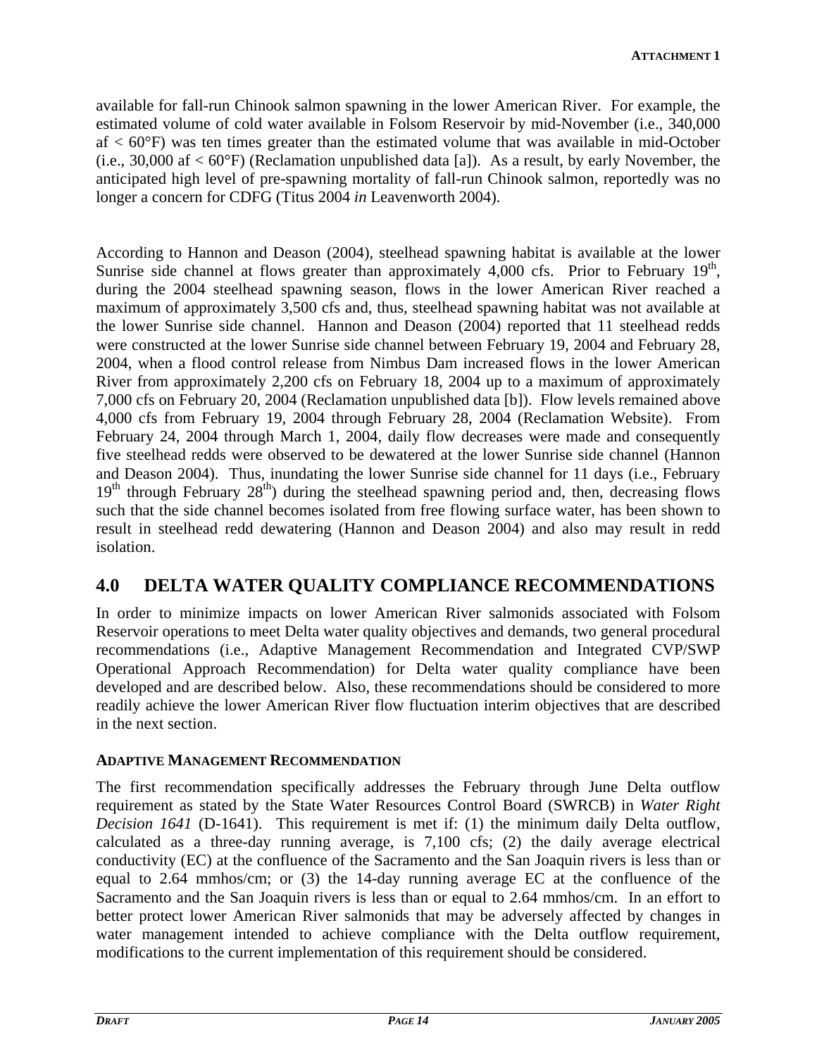available for fall-run Chinook salmon spawning in the lower American River. For example, the estimated volume of cold water available in Folsom Reservoir by mid-November (i.e., 340,000 af < 60°F) was ten times greater than the estimated volume that was available in mid-October (i.e., 30,000 af < 60°F) (Reclamation unpublished data [a]). As a result, by early November, the anticipated high level of pre-spawning mortality of fall-run Chinook salmon, reportedly was no longer a concern for CDFG (Titus 2004 *in* Leavenworth 2004).

According to Hannon and Deason (2004), steelhead spawning habitat is available at the lower Sunrise side channel at flows greater than approximately 4,000 cfs. Prior to February 19th, during the 2004 steelhead spawning season, flows in the lower American River reached a maximum of approximately 3,500 cfs and, thus, steelhead spawning habitat was not available at the lower Sunrise side channel. Hannon and Deason (2004) reported that 11 steelhead redds were constructed at the lower Sunrise side channel between February 19, 2004 and February 28, 2004, when a flood control release from Nimbus Dam increased flows in the lower American River from approximately 2,200 cfs on February 18, 2004 up to a maximum of approximately 7,000 cfs on February 20, 2004 (Reclamation unpublished data [b]). Flow levels remained above 4,000 cfs from February 19, 2004 through February 28, 2004 (Reclamation Website). From February 24, 2004 through March 1, 2004, daily flow decreases were made and consequently five steelhead redds were observed to be dewatered at the lower Sunrise side channel (Hannon and Deason 2004). Thus, inundating the lower Sunrise side channel for 11 days (i.e., February 19th through February 28th) during the steelhead spawning period and, then, decreasing flows such that the side channel becomes isolated from free flowing surface water, has been shown to result in steelhead redd dewatering (Hannon and Deason 2004) and also may result in redd isolation.

## 4.0 DELTA WATER QUALITY COMPLIANCE RECOMMENDATIONS

In order to minimize impacts on lower American River salmonids associated with Folsom Reservoir operations to meet Delta water quality objectives and demands, two general procedural recommendations (i.e., Adaptive Management Recommendation and Integrated CVP/SWP Operational Approach Recommendation) for Delta water quality compliance have been developed and are described below. Also, these recommendations should be considered to more readily achieve the lower American River flow fluctuation interim objectives that are described in the next section.

### ADAPTIVE MANAGEMENT RECOMMENDATION

The first recommendation specifically addresses the February through June Delta outflow requirement as stated by the State Water Resources Control Board (SWRCB) in *Water Right Decision 1641* (D-1641). This requirement is met if: (1) the minimum daily Delta outflow, calculated as a three-day running average, is 7,100 cfs; (2) the daily average electrical conductivity (EC) at the confluence of the Sacramento and the San Joaquin rivers is less than or equal to 2.64 mmhos/cm; or (3) the 14-day running average EC at the confluence of the Sacramento and the San Joaquin rivers is less than or equal to 2.64 mmhos/cm. In an effort to better protect lower American River salmonids that may be adversely affected by changes in water management intended to achieve compliance with the Delta outflow requirement, modifications to the current implementation of this requirement should be considered.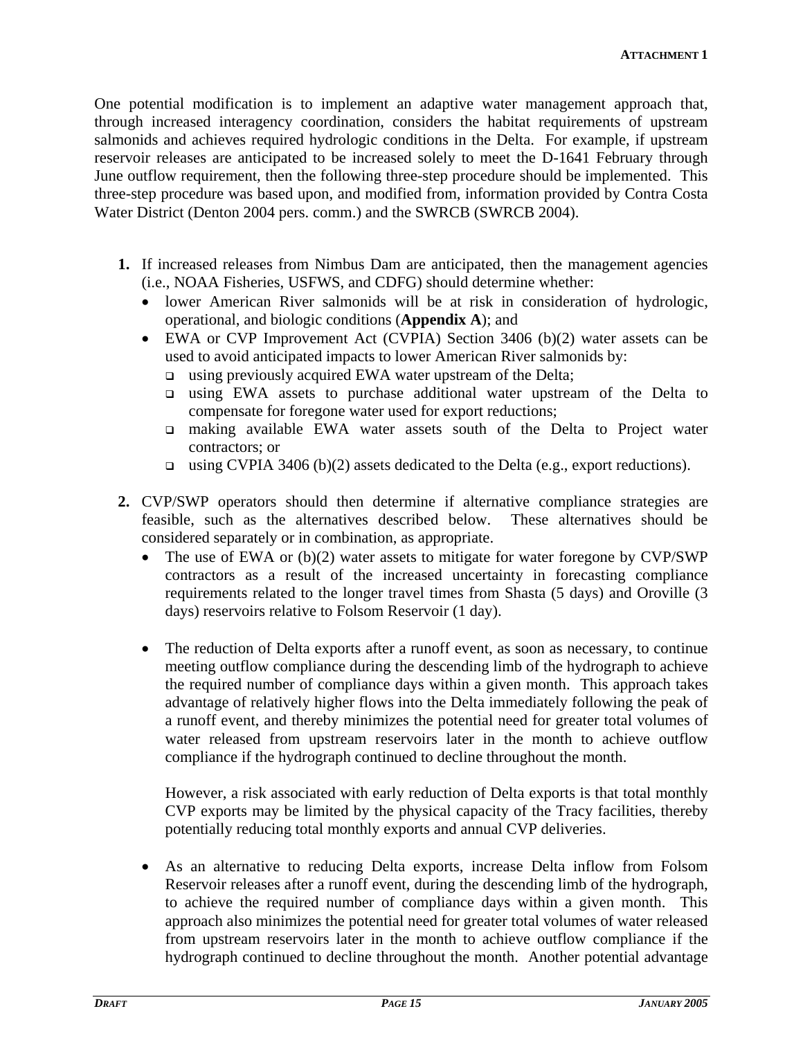One potential modification is to implement an adaptive water management approach that, through increased interagency coordination, considers the habitat requirements of upstream salmonids and achieves required hydrologic conditions in the Delta. For example, if upstream reservoir releases are anticipated to be increased solely to meet the D-1641 February through June outflow requirement, then the following three-step procedure should be implemented. This three-step procedure was based upon, and modified from, information provided by Contra Costa Water District (Denton 2004 pers. comm.) and the SWRCB (SWRCB 2004).

1. If increased releases from Nimbus Dam are anticipated, then the management agencies (i.e., NOAA Fisheries, USFWS, and CDFG) should determine whether:
   - lower American River salmonids will be at risk in consideration of hydrologic, operational, and biologic conditions (**Appendix A**); and
   - EWA or CVP Improvement Act (CVPIA) Section 3406 (b)(2) water assets can be used to avoid anticipated impacts to lower American River salmonids by:
     - using previously acquired EWA water upstream of the Delta;
     - using EWA assets to purchase additional water upstream of the Delta to compensate for foregone water used for export reductions;
     - making available EWA water assets south of the Delta to Project water contractors; or
     - using CVPIA 3406 (b)(2) assets dedicated to the Delta (e.g., export reductions).

2. CVP/SWP operators should then determine if alternative compliance strategies are feasible, such as the alternatives described below. These alternatives should be considered separately or in combination, as appropriate.
   - The use of EWA or (b)(2) water assets to mitigate for water foregone by CVP/SWP contractors as a result of the increased uncertainty in forecasting compliance requirements related to the longer travel times from Shasta (5 days) and Oroville (3 days) reservoirs relative to Folsom Reservoir (1 day).

   - The reduction of Delta exports after a runoff event, as soon as necessary, to continue meeting outflow compliance during the descending limb of the hydrograph to achieve the required number of compliance days within a given month. This approach takes advantage of relatively higher flows into the Delta immediately following the peak of a runoff event, and thereby minimizes the potential need for greater total volumes of water released from upstream reservoirs later in the month to achieve outflow compliance if the hydrograph continued to decline throughout the month.

     However, a risk associated with early reduction of Delta exports is that total monthly CVP exports may be limited by the physical capacity of the Tracy facilities, thereby potentially reducing total monthly exports and annual CVP deliveries.

   - As an alternative to reducing Delta exports, increase Delta inflow from Folsom Reservoir releases after a runoff event, during the descending limb of the hydrograph, to achieve the required number of compliance days within a given month. This approach also minimizes the potential need for greater total volumes of water released from upstream reservoirs later in the month to achieve outflow compliance if the hydrograph continued to decline throughout the month. Another potential advantage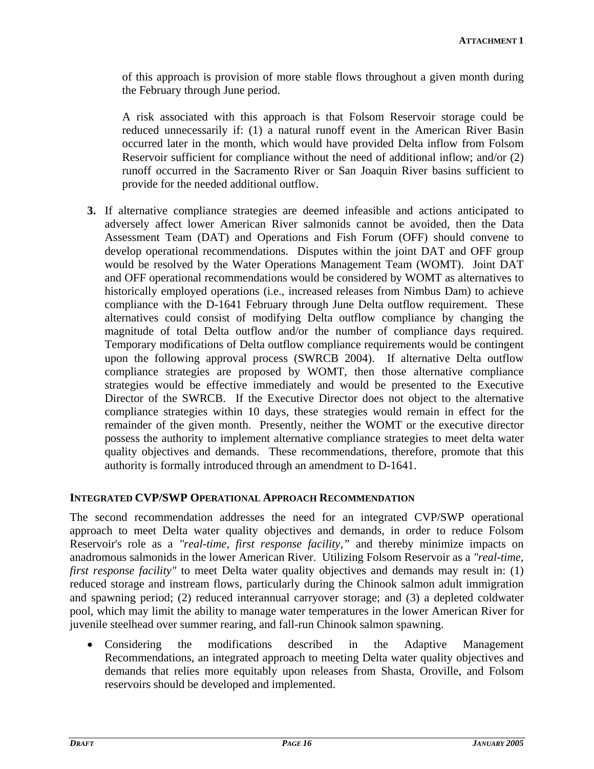of this approach is provision of more stable flows throughout a given month during the February through June period.

A risk associated with this approach is that Folsom Reservoir storage could be reduced unnecessarily if: (1) a natural runoff event in the American River Basin occurred later in the month, which would have provided Delta inflow from Folsom Reservoir sufficient for compliance without the need of additional inflow; and/or (2) runoff occurred in the Sacramento River or San Joaquin River basins sufficient to provide for the needed additional outflow.

3. If alternative compliance strategies are deemed infeasible and actions anticipated to adversely affect lower American River salmonids cannot be avoided, then the Data Assessment Team (DAT) and Operations and Fish Forum (OFF) should convene to develop operational recommendations. Disputes within the joint DAT and OFF group would be resolved by the Water Operations Management Team (WOMT). Joint DAT and OFF operational recommendations would be considered by WOMT as alternatives to historically employed operations (i.e., increased releases from Nimbus Dam) to achieve compliance with the D-1641 February through June Delta outflow requirement. These alternatives could consist of modifying Delta outflow compliance by changing the magnitude of total Delta outflow and/or the number of compliance days required. Temporary modifications of Delta outflow compliance requirements would be contingent upon the following approval process (SWRCB 2004). If alternative Delta outflow compliance strategies are proposed by WOMT, then those alternative compliance strategies would be effective immediately and would be presented to the Executive Director of the SWRCB. If the Executive Director does not object to the alternative compliance strategies within 10 days, these strategies would remain in effect for the remainder of the given month. Presently, neither the WOMT or the executive director possess the authority to implement alternative compliance strategies to meet delta water quality objectives and demands. These recommendations, therefore, promote that this authority is formally introduced through an amendment to D-1641.

### INTEGRATED CVP/SWP OPERATIONAL APPROACH RECOMMENDATION

The second recommendation addresses the need for an integrated CVP/SWP operational approach to meet Delta water quality objectives and demands, in order to reduce Folsom Reservoir's role as a *"real-time, first response facility,"* and thereby minimize impacts on anadromous salmonids in the lower American River. Utilizing Folsom Reservoir as a *"real-time, first response facility"* to meet Delta water quality objectives and demands may result in: (1) reduced storage and instream flows, particularly during the Chinook salmon adult immigration and spawning period; (2) reduced interannual carryover storage; and (3) a depleted coldwater pool, which may limit the ability to manage water temperatures in the lower American River for juvenile steelhead over summer rearing, and fall-run Chinook salmon spawning.

- Considering the modifications described in the Adaptive Management Recommendations, an integrated approach to meeting Delta water quality objectives and demands that relies more equitably upon releases from Shasta, Oroville, and Folsom reservoirs should be developed and implemented.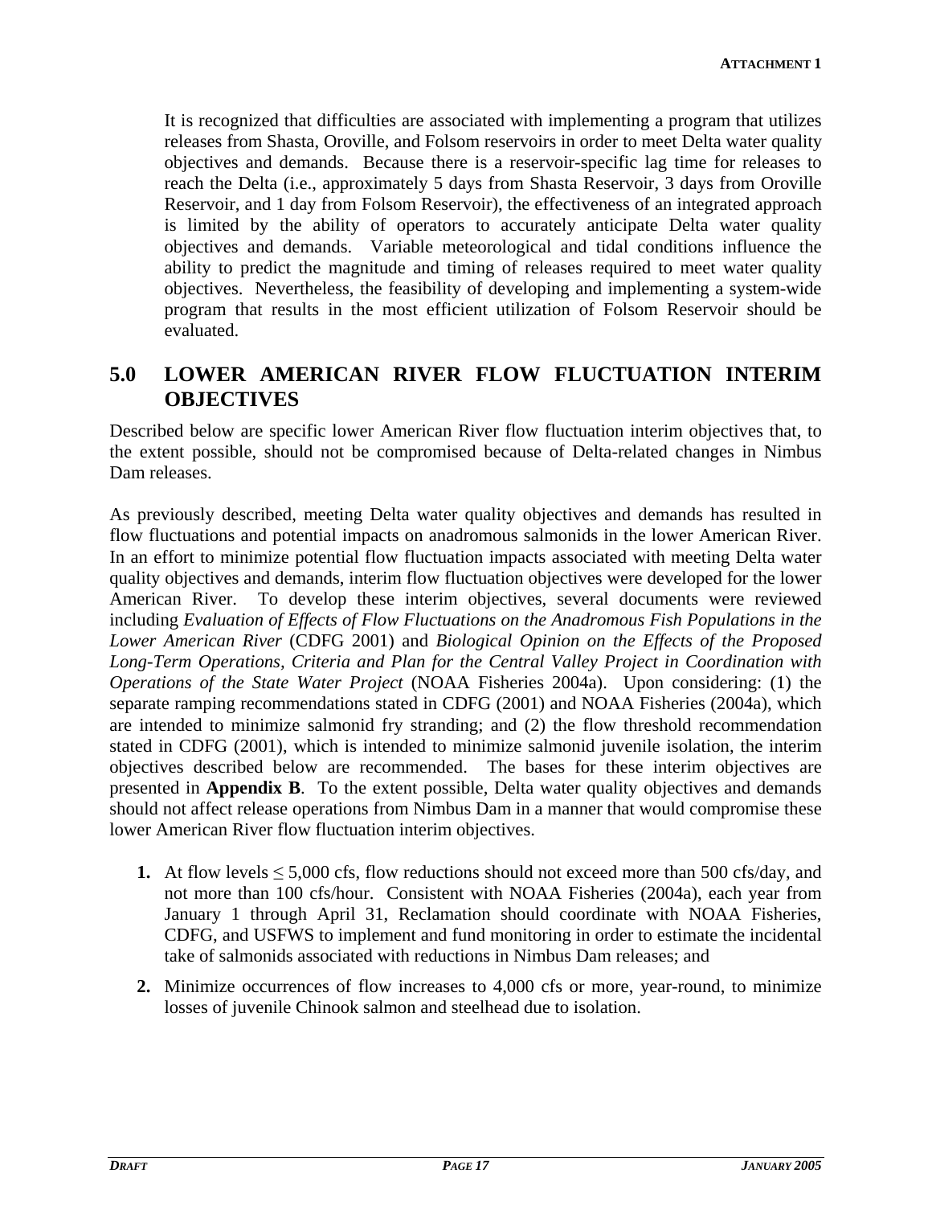It is recognized that difficulties are associated with implementing a program that utilizes releases from Shasta, Oroville, and Folsom reservoirs in order to meet Delta water quality objectives and demands. Because there is a reservoir-specific lag time for releases to reach the Delta (i.e., approximately 5 days from Shasta Reservoir, 3 days from Oroville Reservoir, and 1 day from Folsom Reservoir), the effectiveness of an integrated approach is limited by the ability of operators to accurately anticipate Delta water quality objectives and demands. Variable meteorological and tidal conditions influence the ability to predict the magnitude and timing of releases required to meet water quality objectives. Nevertheless, the feasibility of developing and implementing a system-wide program that results in the most efficient utilization of Folsom Reservoir should be evaluated.

## 5.0 LOWER AMERICAN RIVER FLOW FLUCTUATION INTERIM OBJECTIVES

Described below are specific lower American River flow fluctuation interim objectives that, to the extent possible, should not be compromised because of Delta-related changes in Nimbus Dam releases.

As previously described, meeting Delta water quality objectives and demands has resulted in flow fluctuations and potential impacts on anadromous salmonids in the lower American River. In an effort to minimize potential flow fluctuation impacts associated with meeting Delta water quality objectives and demands, interim flow fluctuation objectives were developed for the lower American River. To develop these interim objectives, several documents were reviewed including *Evaluation of Effects of Flow Fluctuations on the Anadromous Fish Populations in the Lower American River* (CDFG 2001) and *Biological Opinion on the Effects of the Proposed Long-Term Operations, Criteria and Plan for the Central Valley Project in Coordination with Operations of the State Water Project* (NOAA Fisheries 2004a). Upon considering: (1) the separate ramping recommendations stated in CDFG (2001) and NOAA Fisheries (2004a), which are intended to minimize salmonid fry stranding; and (2) the flow threshold recommendation stated in CDFG (2001), which is intended to minimize salmonid juvenile isolation, the interim objectives described below are recommended. The bases for these interim objectives are presented in **Appendix B**. To the extent possible, Delta water quality objectives and demands should not affect release operations from Nimbus Dam in a manner that would compromise these lower American River flow fluctuation interim objectives.

1. At flow levels ≤ 5,000 cfs, flow reductions should not exceed more than 500 cfs/day, and not more than 100 cfs/hour. Consistent with NOAA Fisheries (2004a), each year from January 1 through April 31, Reclamation should coordinate with NOAA Fisheries, CDFG, and USFWS to implement and fund monitoring in order to estimate the incidental take of salmonids associated with reductions in Nimbus Dam releases; and

2. Minimize occurrences of flow increases to 4,000 cfs or more, year-round, to minimize losses of juvenile Chinook salmon and steelhead due to isolation.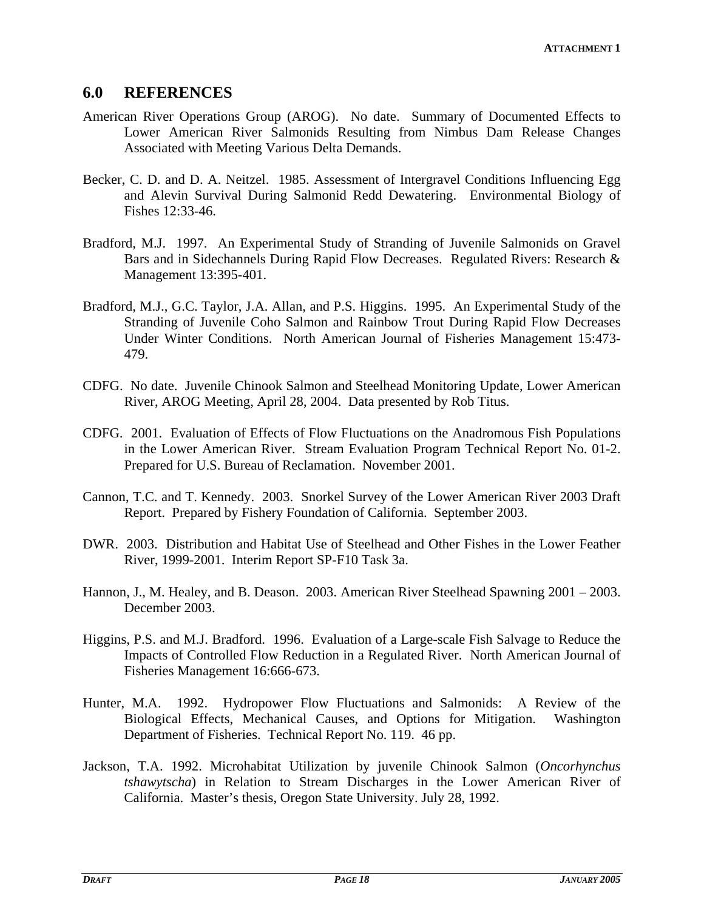## 6.0 REFERENCES

American River Operations Group (AROG). No date. Summary of Documented Effects to Lower American River Salmonids Resulting from Nimbus Dam Release Changes Associated with Meeting Various Delta Demands.

Becker, C. D. and D. A. Neitzel. 1985. Assessment of Intergravel Conditions Influencing Egg and Alevin Survival During Salmonid Redd Dewatering. Environmental Biology of Fishes 12:33-46.

Bradford, M.J. 1997. An Experimental Study of Stranding of Juvenile Salmonids on Gravel Bars and in Sidechannels During Rapid Flow Decreases. Regulated Rivers: Research & Management 13:395-401.

Bradford, M.J., G.C. Taylor, J.A. Allan, and P.S. Higgins. 1995. An Experimental Study of the Stranding of Juvenile Coho Salmon and Rainbow Trout During Rapid Flow Decreases Under Winter Conditions. North American Journal of Fisheries Management 15:473-479.

CDFG. No date. Juvenile Chinook Salmon and Steelhead Monitoring Update, Lower American River, AROG Meeting, April 28, 2004. Data presented by Rob Titus.

CDFG. 2001. Evaluation of Effects of Flow Fluctuations on the Anadromous Fish Populations in the Lower American River. Stream Evaluation Program Technical Report No. 01-2. Prepared for U.S. Bureau of Reclamation. November 2001.

Cannon, T.C. and T. Kennedy. 2003. Snorkel Survey of the Lower American River 2003 Draft Report. Prepared by Fishery Foundation of California. September 2003.

DWR. 2003. Distribution and Habitat Use of Steelhead and Other Fishes in the Lower Feather River, 1999-2001. Interim Report SP-F10 Task 3a.

Hannon, J., M. Healey, and B. Deason. 2003. American River Steelhead Spawning 2001 – 2003. December 2003.

Higgins, P.S. and M.J. Bradford. 1996. Evaluation of a Large-scale Fish Salvage to Reduce the Impacts of Controlled Flow Reduction in a Regulated River. North American Journal of Fisheries Management 16:666-673.

Hunter, M.A. 1992. Hydropower Flow Fluctuations and Salmonids: A Review of the Biological Effects, Mechanical Causes, and Options for Mitigation. Washington Department of Fisheries. Technical Report No. 119. 46 pp.

Jackson, T.A. 1992. Microhabitat Utilization by juvenile Chinook Salmon (*Oncorhynchus tshawytscha*) in Relation to Stream Discharges in the Lower American River of California. Master's thesis, Oregon State University. July 28, 1992.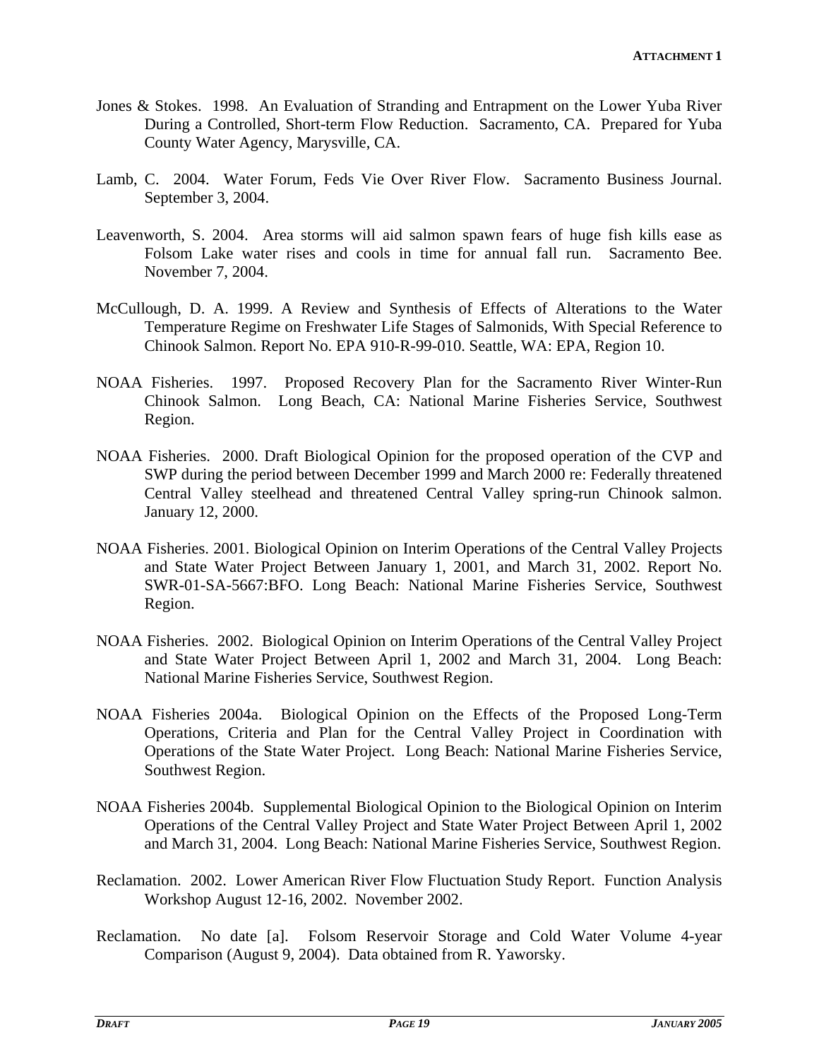Jones & Stokes. 1998. An Evaluation of Stranding and Entrapment on the Lower Yuba River During a Controlled, Short-term Flow Reduction. Sacramento, CA. Prepared for Yuba County Water Agency, Marysville, CA.

Lamb, C. 2004. Water Forum, Feds Vie Over River Flow. Sacramento Business Journal. September 3, 2004.

Leavenworth, S. 2004. Area storms will aid salmon spawn fears of huge fish kills ease as Folsom Lake water rises and cools in time for annual fall run. Sacramento Bee. November 7, 2004.

McCullough, D. A. 1999. A Review and Synthesis of Effects of Alterations to the Water Temperature Regime on Freshwater Life Stages of Salmonids, With Special Reference to Chinook Salmon. Report No. EPA 910-R-99-010. Seattle, WA: EPA, Region 10.

NOAA Fisheries. 1997. Proposed Recovery Plan for the Sacramento River Winter-Run Chinook Salmon. Long Beach, CA: National Marine Fisheries Service, Southwest Region.

NOAA Fisheries. 2000. Draft Biological Opinion for the proposed operation of the CVP and SWP during the period between December 1999 and March 2000 re: Federally threatened Central Valley steelhead and threatened Central Valley spring-run Chinook salmon. January 12, 2000.

NOAA Fisheries. 2001. Biological Opinion on Interim Operations of the Central Valley Projects and State Water Project Between January 1, 2001, and March 31, 2002. Report No. SWR-01-SA-5667:BFO. Long Beach: National Marine Fisheries Service, Southwest Region.

NOAA Fisheries. 2002. Biological Opinion on Interim Operations of the Central Valley Project and State Water Project Between April 1, 2002 and March 31, 2004. Long Beach: National Marine Fisheries Service, Southwest Region.

NOAA Fisheries 2004a. Biological Opinion on the Effects of the Proposed Long-Term Operations, Criteria and Plan for the Central Valley Project in Coordination with Operations of the State Water Project. Long Beach: National Marine Fisheries Service, Southwest Region.

NOAA Fisheries 2004b. Supplemental Biological Opinion to the Biological Opinion on Interim Operations of the Central Valley Project and State Water Project Between April 1, 2002 and March 31, 2004. Long Beach: National Marine Fisheries Service, Southwest Region.

Reclamation. 2002. Lower American River Flow Fluctuation Study Report. Function Analysis Workshop August 12-16, 2002. November 2002.

Reclamation. No date [a]. Folsom Reservoir Storage and Cold Water Volume 4-year Comparison (August 9, 2004). Data obtained from R. Yaworsky.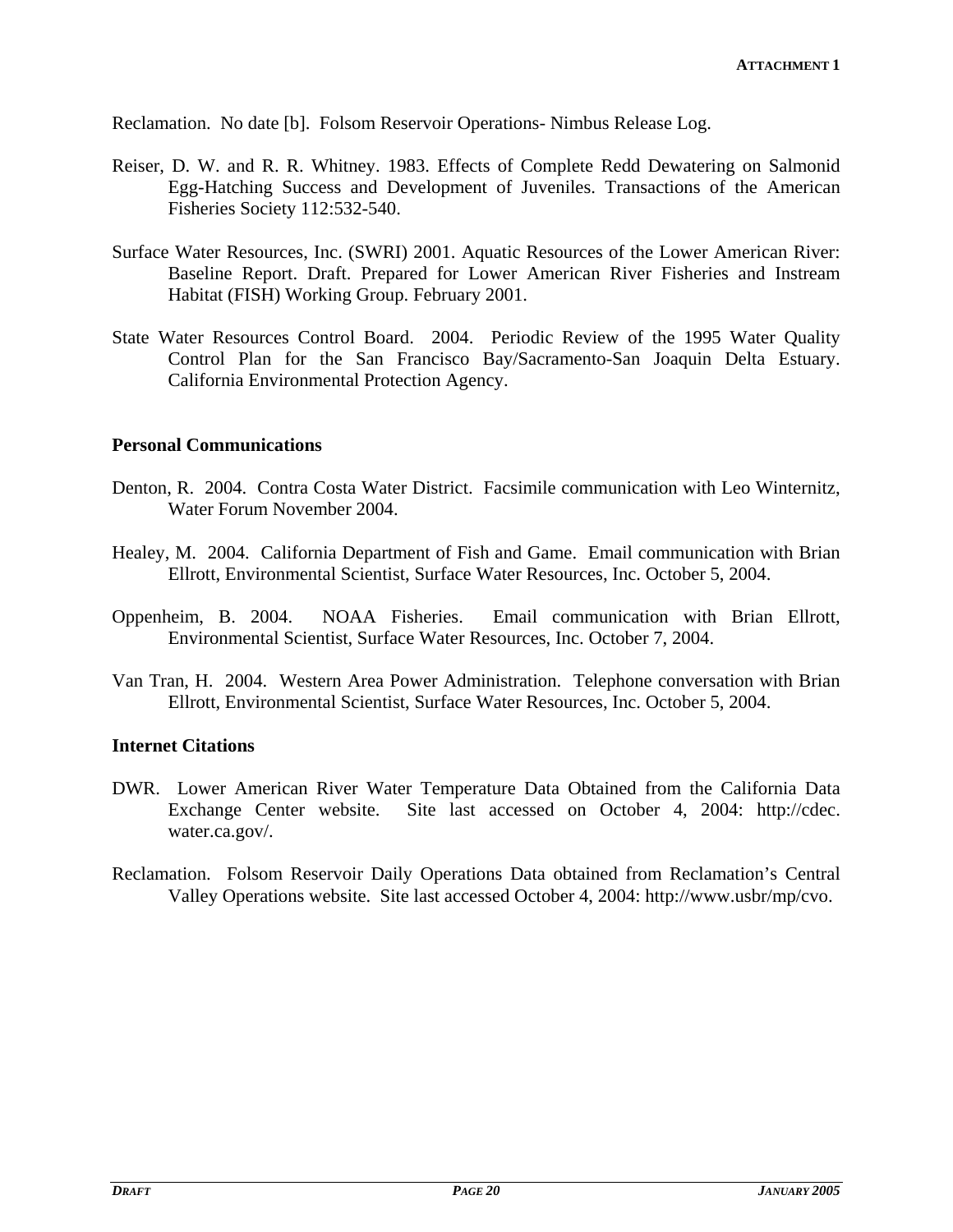Reclamation. No date [b]. Folsom Reservoir Operations- Nimbus Release Log.

Reiser, D. W. and R. R. Whitney. 1983. Effects of Complete Redd Dewatering on Salmonid Egg-Hatching Success and Development of Juveniles. Transactions of the American Fisheries Society 112:532-540.

Surface Water Resources, Inc. (SWRI) 2001. Aquatic Resources of the Lower American River: Baseline Report. Draft. Prepared for Lower American River Fisheries and Instream Habitat (FISH) Working Group. February 2001.

State Water Resources Control Board. 2004. Periodic Review of the 1995 Water Quality Control Plan for the San Francisco Bay/Sacramento-San Joaquin Delta Estuary. California Environmental Protection Agency.

### Personal Communications

Denton, R. 2004. Contra Costa Water District. Facsimile communication with Leo Winternitz, Water Forum November 2004.

Healey, M. 2004. California Department of Fish and Game. Email communication with Brian Ellrott, Environmental Scientist, Surface Water Resources, Inc. October 5, 2004.

Oppenheim, B. 2004. NOAA Fisheries. Email communication with Brian Ellrott, Environmental Scientist, Surface Water Resources, Inc. October 7, 2004.

Van Tran, H. 2004. Western Area Power Administration. Telephone conversation with Brian Ellrott, Environmental Scientist, Surface Water Resources, Inc. October 5, 2004.

### Internet Citations

DWR. Lower American River Water Temperature Data Obtained from the California Data Exchange Center website. Site last accessed on October 4, 2004: http://cdec.water.ca.gov/.

Reclamation. Folsom Reservoir Daily Operations Data obtained from Reclamation's Central Valley Operations website. Site last accessed October 4, 2004: http://www.usbr/mp/cvo.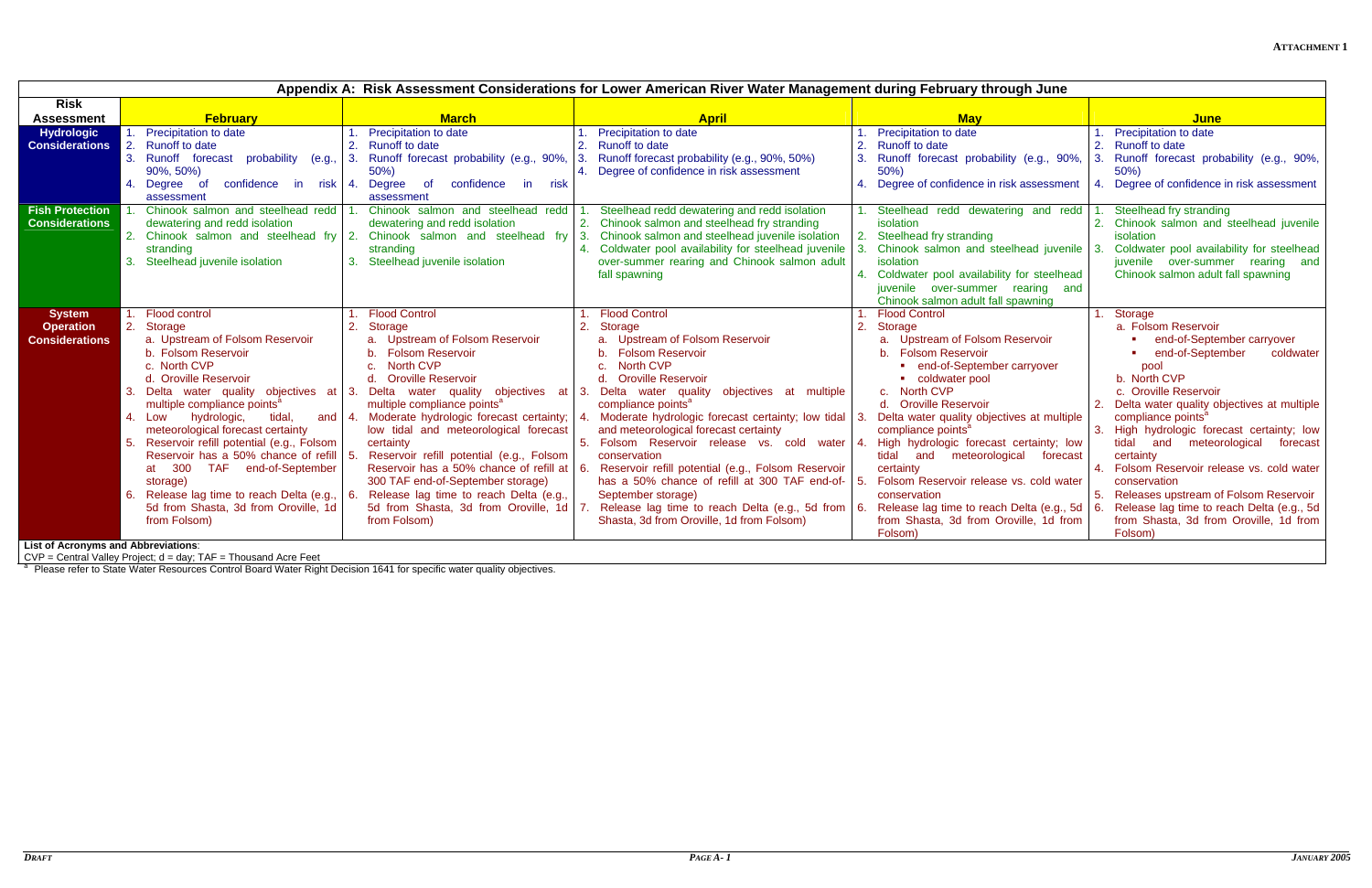**ATTACHMENT 1**

## Appendix A: Risk Assessment Considerations for Lower American River Water Management during February through June

| Risk Assessment | February | March | April | May | June |
|---|---|---|---|---|---|
| **Hydrologic Considerations** | 1. Precipitation to date<br>2. Runoff to date<br>3. Runoff forecast probability (e.g., 90%, 50%)<br>4. Degree of confidence in risk assessment | 1. Precipitation to date<br>2. Runoff to date<br>3. Runoff forecast probability (e.g., 90%, 50%)<br>4. Degree of confidence in risk assessment | 1. Precipitation to date<br>2. Runoff to date<br>3. Runoff forecast probability (e.g., 90%, 50%)<br>4. Degree of confidence in risk assessment | 1. Precipitation to date<br>2. Runoff to date<br>3. Runoff forecast probability (e.g., 90%, 50%)<br>4. Degree of confidence in risk assessment | 1. Precipitation to date<br>2. Runoff to date<br>3. Runoff forecast probability (e.g., 90%, 50%)<br>4. Degree of confidence in risk assessment |
| **Fish Protection Considerations** | 1. Chinook salmon and steelhead redd dewatering and redd isolation<br>2. Chinook salmon and steelhead fry stranding<br>3. Steelhead juvenile isolation | 1. Chinook salmon and steelhead redd dewatering and redd isolation<br>2. Chinook salmon and steelhead fry stranding<br>3. Steelhead juvenile isolation | 1. Steelhead redd dewatering and redd isolation<br>2. Chinook salmon and steelhead fry stranding<br>3. Chinook salmon and steelhead juvenile isolation<br>4. Coldwater pool availability for steelhead juvenile over-summer rearing and Chinook salmon adult fall spawning | 1. Steelhead redd dewatering and redd isolation<br>2. Steelhead fry stranding<br>3. Chinook salmon and steelhead juvenile isolation<br>4. Coldwater pool availability for steelhead juvenile over-summer rearing and Chinook salmon adult fall spawning | 1. Steelhead fry stranding<br>2. Chinook salmon and steelhead juvenile isolation<br>3. Coldwater pool availability for steelhead juvenile over-summer rearing and Chinook salmon adult fall spawning |
| **System Operation Considerations** | 1. Flood control<br>2. Storage<br>a. Upstream of Folsom Reservoir<br>b. Folsom Reservoir<br>c. North CVP<br>d. Oroville Reservoir<br>3. Delta water quality objectives at multiple compliance points[a]<br>4. Low hydrologic, tidal, and meteorological forecast certainty<br>5. Reservoir refill potential (e.g., Folsom Reservoir has a 50% chance of refill at 300 TAF end-of-September storage)<br>6. Release lag time to reach Delta (e.g., 5d from Shasta, 3d from Oroville, 1d from Folsom) | 1. Flood Control<br>2. Storage<br>a. Upstream of Folsom Reservoir<br>b. Folsom Reservoir<br>c. North CVP<br>d. Oroville Reservoir<br>3. Delta water quality objectives at multiple compliance points[a]<br>4. Moderate hydrologic forecast certainty; low tidal and meteorological forecast certainty<br>5. Reservoir refill potential (e.g., Folsom Reservoir has a 50% chance of refill at 300 TAF end-of-September storage)<br>6. Release lag time to reach Delta (e.g., 5d from Shasta, 3d from Oroville, 1d from Folsom) | 1. Flood Control<br>2. Storage<br>a. Upstream of Folsom Reservoir<br>b. Folsom Reservoir<br>c. North CVP<br>d. Oroville Reservoir<br>3. Delta water quality objectives at multiple compliance points[a]<br>4. Moderate hydrologic forecast certainty; low tidal and meteorological forecast certainty<br>5. Folsom Reservoir release vs. cold water conservation<br>6. Reservoir refill potential (e.g., Folsom Reservoir has a 50% chance of refill at 300 TAF end-of-September storage)<br>7. Release lag time to reach Delta (e.g., 5d from Shasta, 3d from Oroville, 1d from Folsom) | 1. Flood Control<br>2. Storage<br>a. Upstream of Folsom Reservoir<br>b. Folsom Reservoir<br>▪ end-of-September carryover<br>▪ coldwater pool<br>c. North CVP<br>d. Oroville Reservoir<br>3. Delta water quality objectives at multiple compliance points[a]<br>4. High hydrologic forecast certainty; low tidal and meteorological forecast certainty<br>5. Folsom Reservoir release vs. cold water conservation<br>6. Release lag time to reach Delta (e.g., 5d from Shasta, 3d from Oroville, 1d from Folsom) | 1. Storage<br>a. Folsom Reservoir<br>▪ end-of-September carryover<br>▪ end-of-September coldwater pool<br>b. North CVP<br>c. Oroville Reservoir<br>2. Delta water quality objectives at multiple compliance points[a]<br>3. High hydrologic forecast certainty; low tidal and meteorological forecast certainty<br>4. Folsom Reservoir release vs. cold water conservation<br>5. Releases upstream of Folsom Reservoir<br>6. Release lag time to reach Delta (e.g., 5d from Shasta, 3d from Oroville, 1d from Folsom) |

**List of Acronyms and Abbreviations**:
CVP = Central Valley Project; d = day; TAF = Thousand Acre Feet

[a] Please refer to State Water Resources Control Board Water Right Decision 1641 for specific water quality objectives.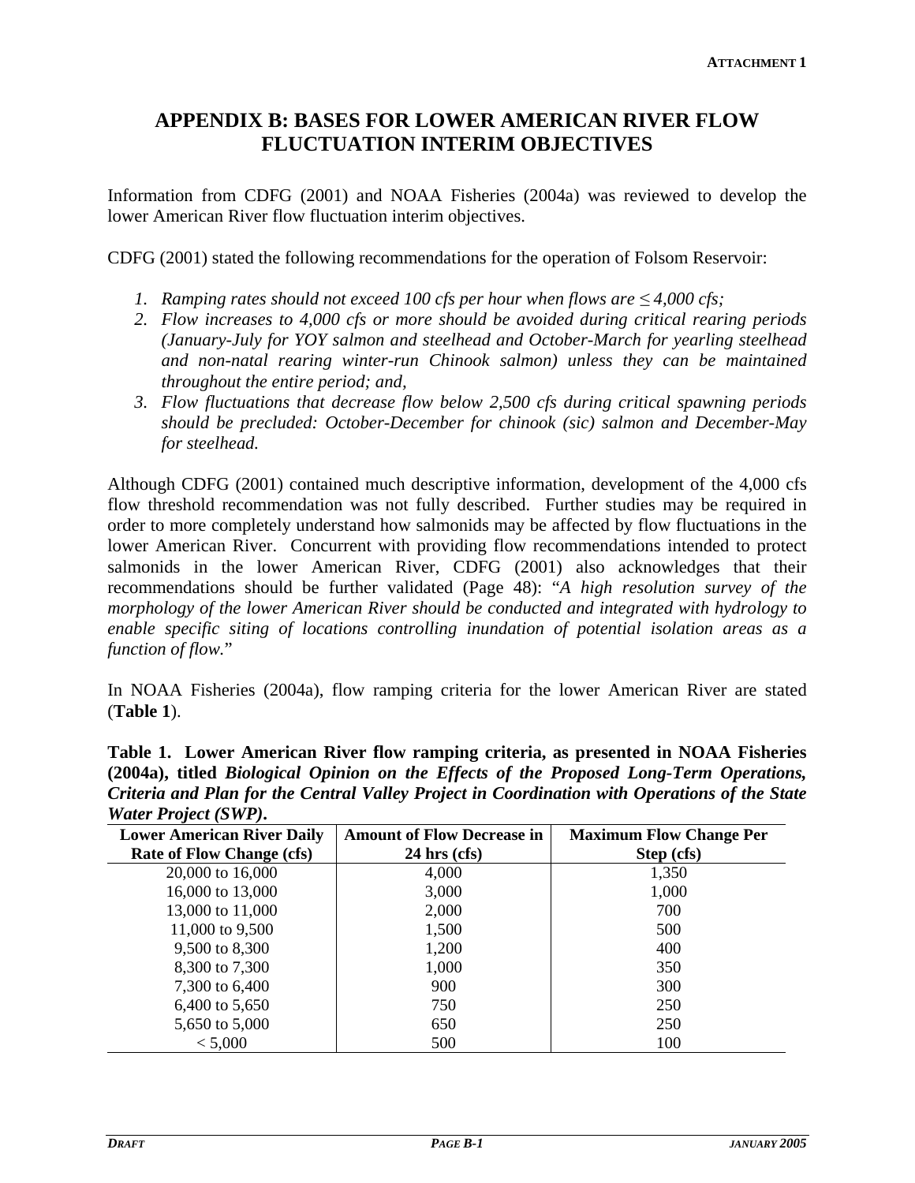ATTACHMENT 1

# APPENDIX B: BASES FOR LOWER AMERICAN RIVER FLOW FLUCTUATION INTERIM OBJECTIVES

Information from CDFG (2001) and NOAA Fisheries (2004a) was reviewed to develop the lower American River flow fluctuation interim objectives.

CDFG (2001) stated the following recommendations for the operation of Folsom Reservoir:

1. *Ramping rates should not exceed 100 cfs per hour when flows are ≤ 4,000 cfs;*
2. *Flow increases to 4,000 cfs or more should be avoided during critical rearing periods (January-July for YOY salmon and steelhead and October-March for yearling steelhead and non-natal rearing winter-run Chinook salmon) unless they can be maintained throughout the entire period; and,*
3. *Flow fluctuations that decrease flow below 2,500 cfs during critical spawning periods should be precluded: October-December for chinook (sic) salmon and December-May for steelhead.*

Although CDFG (2001) contained much descriptive information, development of the 4,000 cfs flow threshold recommendation was not fully described. Further studies may be required in order to more completely understand how salmonids may be affected by flow fluctuations in the lower American River. Concurrent with providing flow recommendations intended to protect salmonids in the lower American River, CDFG (2001) also acknowledges that their recommendations should be further validated (Page 48): "*A high resolution survey of the morphology of the lower American River should be conducted and integrated with hydrology to enable specific siting of locations controlling inundation of potential isolation areas as a function of flow.*"

In NOAA Fisheries (2004a), flow ramping criteria for the lower American River are stated (**Table 1**).

**Table 1. Lower American River flow ramping criteria, as presented in NOAA Fisheries (2004a), titled *Biological Opinion on the Effects of the Proposed Long-Term Operations, Criteria and Plan for the Central Valley Project in Coordination with Operations of the State Water Project (SWP)*.**

| Lower American River Daily Rate of Flow Change (cfs) | Amount of Flow Decrease in 24 hrs (cfs) | Maximum Flow Change Per Step (cfs) |
|---|---|---|
| 20,000 to 16,000 | 4,000 | 1,350 |
| 16,000 to 13,000 | 3,000 | 1,000 |
| 13,000 to 11,000 | 2,000 | 700 |
| 11,000 to 9,500 | 1,500 | 500 |
| 9,500 to 8,300 | 1,200 | 400 |
| 8,300 to 7,300 | 1,000 | 350 |
| 7,300 to 6,400 | 900 | 300 |
| 6,400 to 5,650 | 750 | 250 |
| 5,650 to 5,000 | 650 | 250 |
| < 5,000 | 500 | 100 |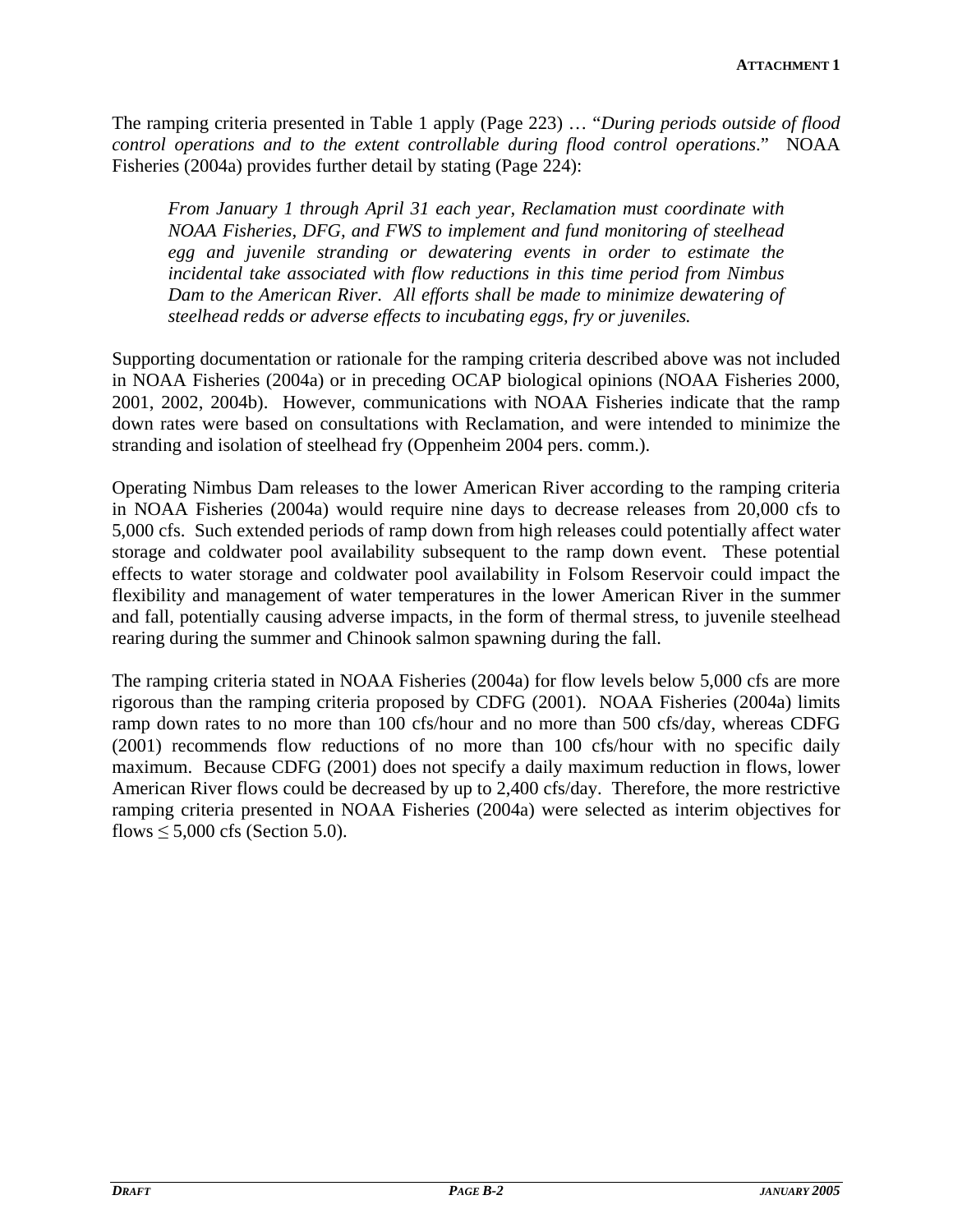The ramping criteria presented in Table 1 apply (Page 223) … "*During periods outside of flood control operations and to the extent controllable during flood control operations*." NOAA Fisheries (2004a) provides further detail by stating (Page 224):

> *From January 1 through April 31 each year, Reclamation must coordinate with NOAA Fisheries, DFG, and FWS to implement and fund monitoring of steelhead egg and juvenile stranding or dewatering events in order to estimate the incidental take associated with flow reductions in this time period from Nimbus Dam to the American River. All efforts shall be made to minimize dewatering of steelhead redds or adverse effects to incubating eggs, fry or juveniles.*

Supporting documentation or rationale for the ramping criteria described above was not included in NOAA Fisheries (2004a) or in preceding OCAP biological opinions (NOAA Fisheries 2000, 2001, 2002, 2004b). However, communications with NOAA Fisheries indicate that the ramp down rates were based on consultations with Reclamation, and were intended to minimize the stranding and isolation of steelhead fry (Oppenheim 2004 pers. comm.).

Operating Nimbus Dam releases to the lower American River according to the ramping criteria in NOAA Fisheries (2004a) would require nine days to decrease releases from 20,000 cfs to 5,000 cfs. Such extended periods of ramp down from high releases could potentially affect water storage and coldwater pool availability subsequent to the ramp down event. These potential effects to water storage and coldwater pool availability in Folsom Reservoir could impact the flexibility and management of water temperatures in the lower American River in the summer and fall, potentially causing adverse impacts, in the form of thermal stress, to juvenile steelhead rearing during the summer and Chinook salmon spawning during the fall.

The ramping criteria stated in NOAA Fisheries (2004a) for flow levels below 5,000 cfs are more rigorous than the ramping criteria proposed by CDFG (2001). NOAA Fisheries (2004a) limits ramp down rates to no more than 100 cfs/hour and no more than 500 cfs/day, whereas CDFG (2001) recommends flow reductions of no more than 100 cfs/hour with no specific daily maximum. Because CDFG (2001) does not specify a daily maximum reduction in flows, lower American River flows could be decreased by up to 2,400 cfs/day. Therefore, the more restrictive ramping criteria presented in NOAA Fisheries (2004a) were selected as interim objectives for flows $\leq$ 5,000 cfs (Section 5.0).